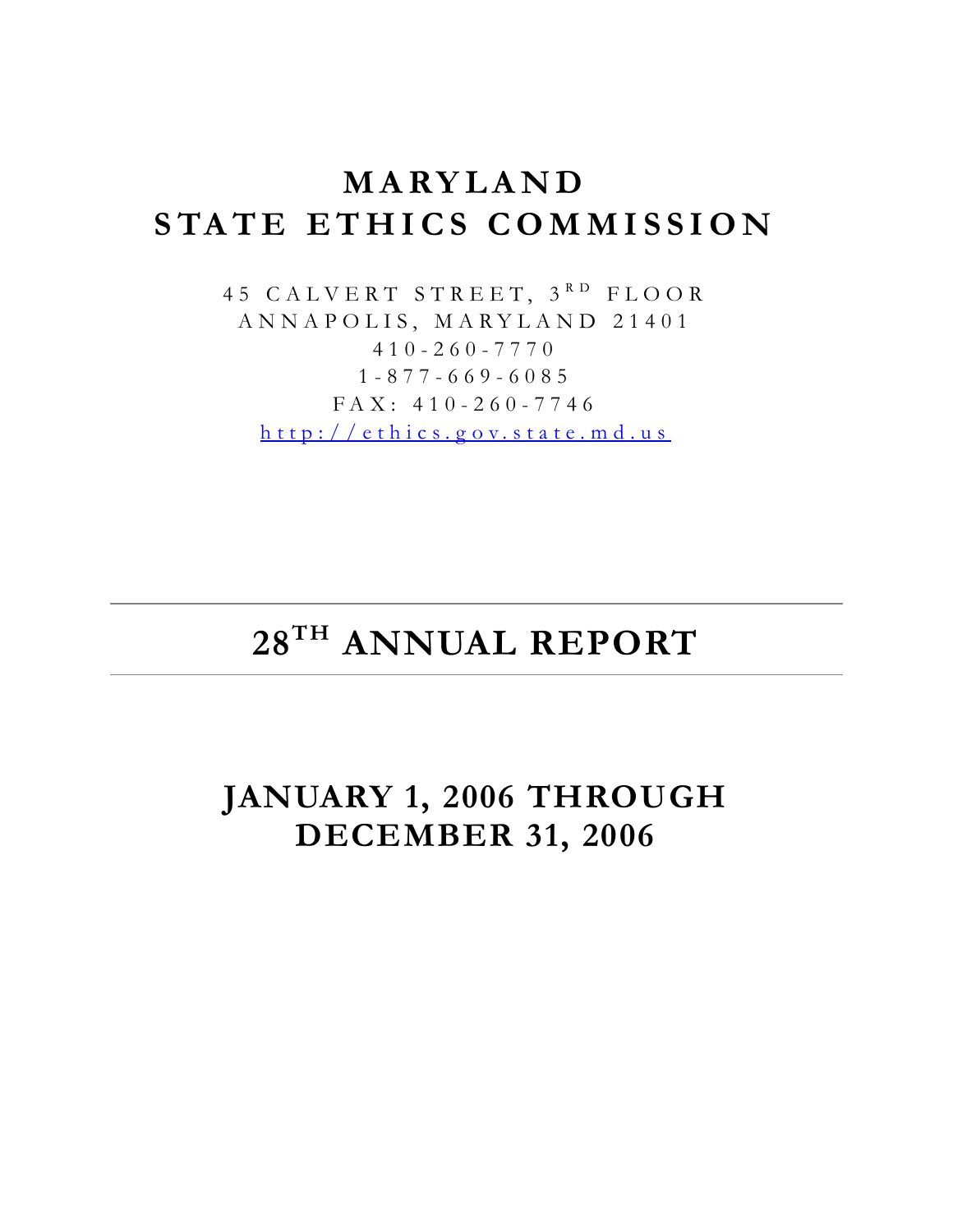# MARYLAND STATE ETHICS COMMISSION

45 CALVERT STREET, 3RD FLOOR
ANNAPOLIS, MARYLAND 21401
410-260-7770
1-877-669-6085
FAX: 410-260-7746
http://ethics.gov.state.md.us

---

## 28TH ANNUAL REPORT

---

## JANUARY 1, 2006 THROUGH DECEMBER 31, 2006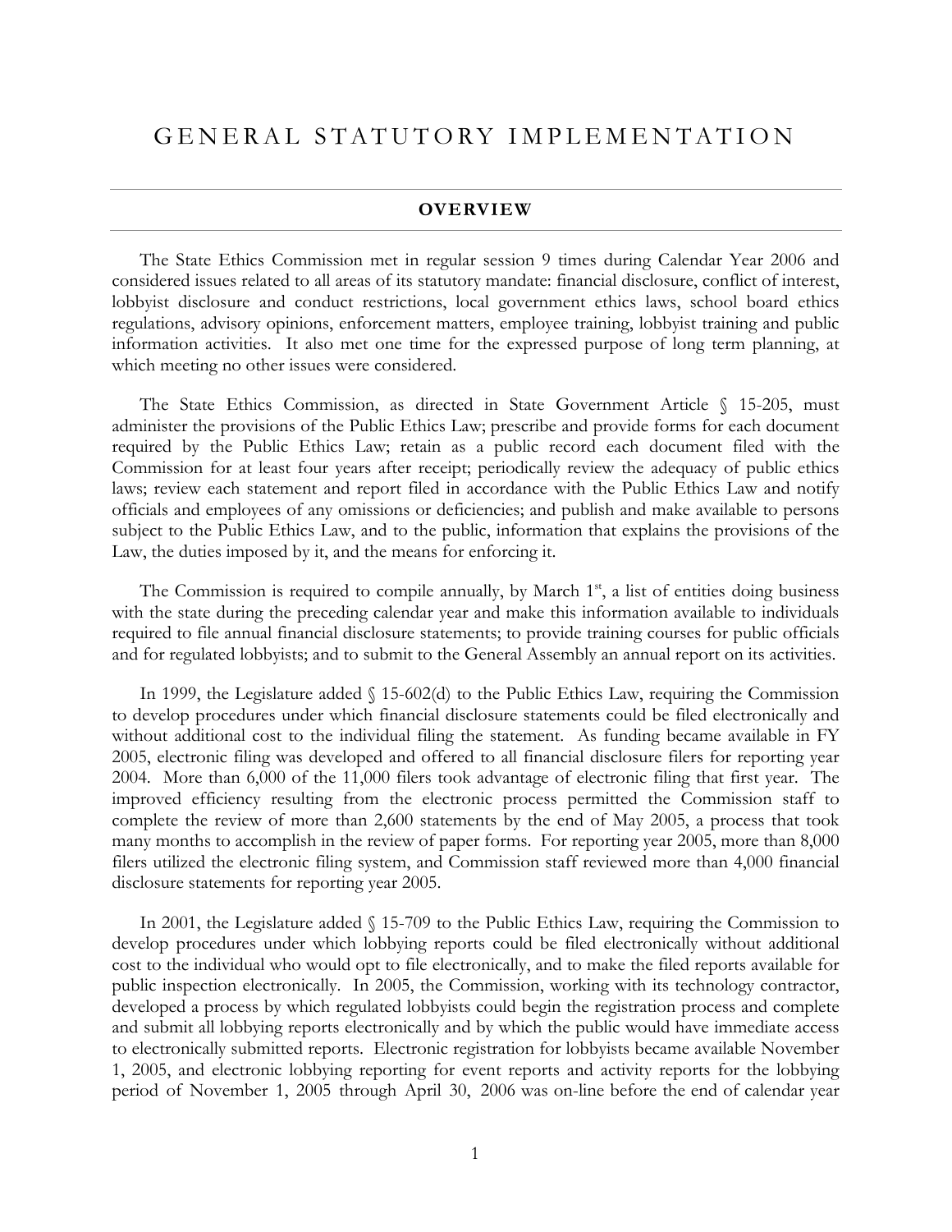# GENERAL STATUTORY IMPLEMENTATION

## OVERVIEW

The State Ethics Commission met in regular session 9 times during Calendar Year 2006 and considered issues related to all areas of its statutory mandate: financial disclosure, conflict of interest, lobbyist disclosure and conduct restrictions, local government ethics laws, school board ethics regulations, advisory opinions, enforcement matters, employee training, lobbyist training and public information activities. It also met one time for the expressed purpose of long term planning, at which meeting no other issues were considered.

The State Ethics Commission, as directed in State Government Article § 15-205, must administer the provisions of the Public Ethics Law; prescribe and provide forms for each document required by the Public Ethics Law; retain as a public record each document filed with the Commission for at least four years after receipt; periodically review the adequacy of public ethics laws; review each statement and report filed in accordance with the Public Ethics Law and notify officials and employees of any omissions or deficiencies; and publish and make available to persons subject to the Public Ethics Law, and to the public, information that explains the provisions of the Law, the duties imposed by it, and the means for enforcing it.

The Commission is required to compile annually, by March 1st, a list of entities doing business with the state during the preceding calendar year and make this information available to individuals required to file annual financial disclosure statements; to provide training courses for public officials and for regulated lobbyists; and to submit to the General Assembly an annual report on its activities.

In 1999, the Legislature added § 15-602(d) to the Public Ethics Law, requiring the Commission to develop procedures under which financial disclosure statements could be filed electronically and without additional cost to the individual filing the statement. As funding became available in FY 2005, electronic filing was developed and offered to all financial disclosure filers for reporting year 2004. More than 6,000 of the 11,000 filers took advantage of electronic filing that first year. The improved efficiency resulting from the electronic process permitted the Commission staff to complete the review of more than 2,600 statements by the end of May 2005, a process that took many months to accomplish in the review of paper forms. For reporting year 2005, more than 8,000 filers utilized the electronic filing system, and Commission staff reviewed more than 4,000 financial disclosure statements for reporting year 2005.

In 2001, the Legislature added § 15-709 to the Public Ethics Law, requiring the Commission to develop procedures under which lobbying reports could be filed electronically without additional cost to the individual who would opt to file electronically, and to make the filed reports available for public inspection electronically. In 2005, the Commission, working with its technology contractor, developed a process by which regulated lobbyists could begin the registration process and complete and submit all lobbying reports electronically and by which the public would have immediate access to electronically submitted reports. Electronic registration for lobbyists became available November 1, 2005, and electronic lobbying reporting for event reports and activity reports for the lobbying period of November 1, 2005 through April 30, 2006 was on-line before the end of calendar year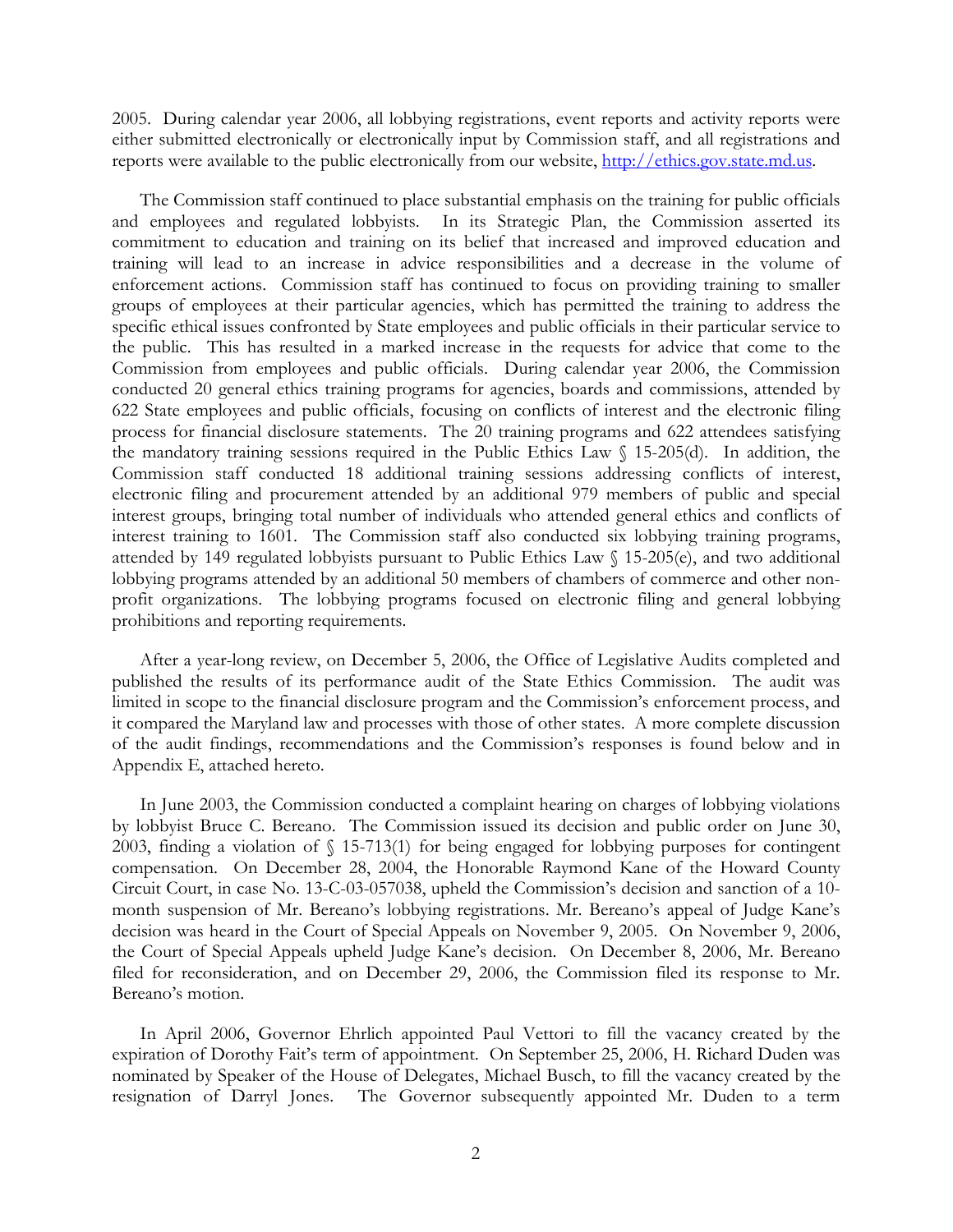2005. During calendar year 2006, all lobbying registrations, event reports and activity reports were either submitted electronically or electronically input by Commission staff, and all registrations and reports were available to the public electronically from our website, http://ethics.gov.state.md.us.

The Commission staff continued to place substantial emphasis on the training for public officials and employees and regulated lobbyists. In its Strategic Plan, the Commission asserted its commitment to education and training on its belief that increased and improved education and training will lead to an increase in advice responsibilities and a decrease in the volume of enforcement actions. Commission staff has continued to focus on providing training to smaller groups of employees at their particular agencies, which has permitted the training to address the specific ethical issues confronted by State employees and public officials in their particular service to the public. This has resulted in a marked increase in the requests for advice that come to the Commission from employees and public officials. During calendar year 2006, the Commission conducted 20 general ethics training programs for agencies, boards and commissions, attended by 622 State employees and public officials, focusing on conflicts of interest and the electronic filing process for financial disclosure statements. The 20 training programs and 622 attendees satisfying the mandatory training sessions required in the Public Ethics Law § 15-205(d). In addition, the Commission staff conducted 18 additional training sessions addressing conflicts of interest, electronic filing and procurement attended by an additional 979 members of public and special interest groups, bringing total number of individuals who attended general ethics and conflicts of interest training to 1601. The Commission staff also conducted six lobbying training programs, attended by 149 regulated lobbyists pursuant to Public Ethics Law § 15-205(e), and two additional lobbying programs attended by an additional 50 members of chambers of commerce and other non-profit organizations. The lobbying programs focused on electronic filing and general lobbying prohibitions and reporting requirements.

After a year-long review, on December 5, 2006, the Office of Legislative Audits completed and published the results of its performance audit of the State Ethics Commission. The audit was limited in scope to the financial disclosure program and the Commission's enforcement process, and it compared the Maryland law and processes with those of other states. A more complete discussion of the audit findings, recommendations and the Commission's responses is found below and in Appendix E, attached hereto.

In June 2003, the Commission conducted a complaint hearing on charges of lobbying violations by lobbyist Bruce C. Bereano. The Commission issued its decision and public order on June 30, 2003, finding a violation of § 15-713(1) for being engaged for lobbying purposes for contingent compensation. On December 28, 2004, the Honorable Raymond Kane of the Howard County Circuit Court, in case No. 13-C-03-057038, upheld the Commission's decision and sanction of a 10-month suspension of Mr. Bereano's lobbying registrations. Mr. Bereano's appeal of Judge Kane's decision was heard in the Court of Special Appeals on November 9, 2005. On November 9, 2006, the Court of Special Appeals upheld Judge Kane's decision. On December 8, 2006, Mr. Bereano filed for reconsideration, and on December 29, 2006, the Commission filed its response to Mr. Bereano's motion.

In April 2006, Governor Ehrlich appointed Paul Vettori to fill the vacancy created by the expiration of Dorothy Fait's term of appointment. On September 25, 2006, H. Richard Duden was nominated by Speaker of the House of Delegates, Michael Busch, to fill the vacancy created by the resignation of Darryl Jones. The Governor subsequently appointed Mr. Duden to a term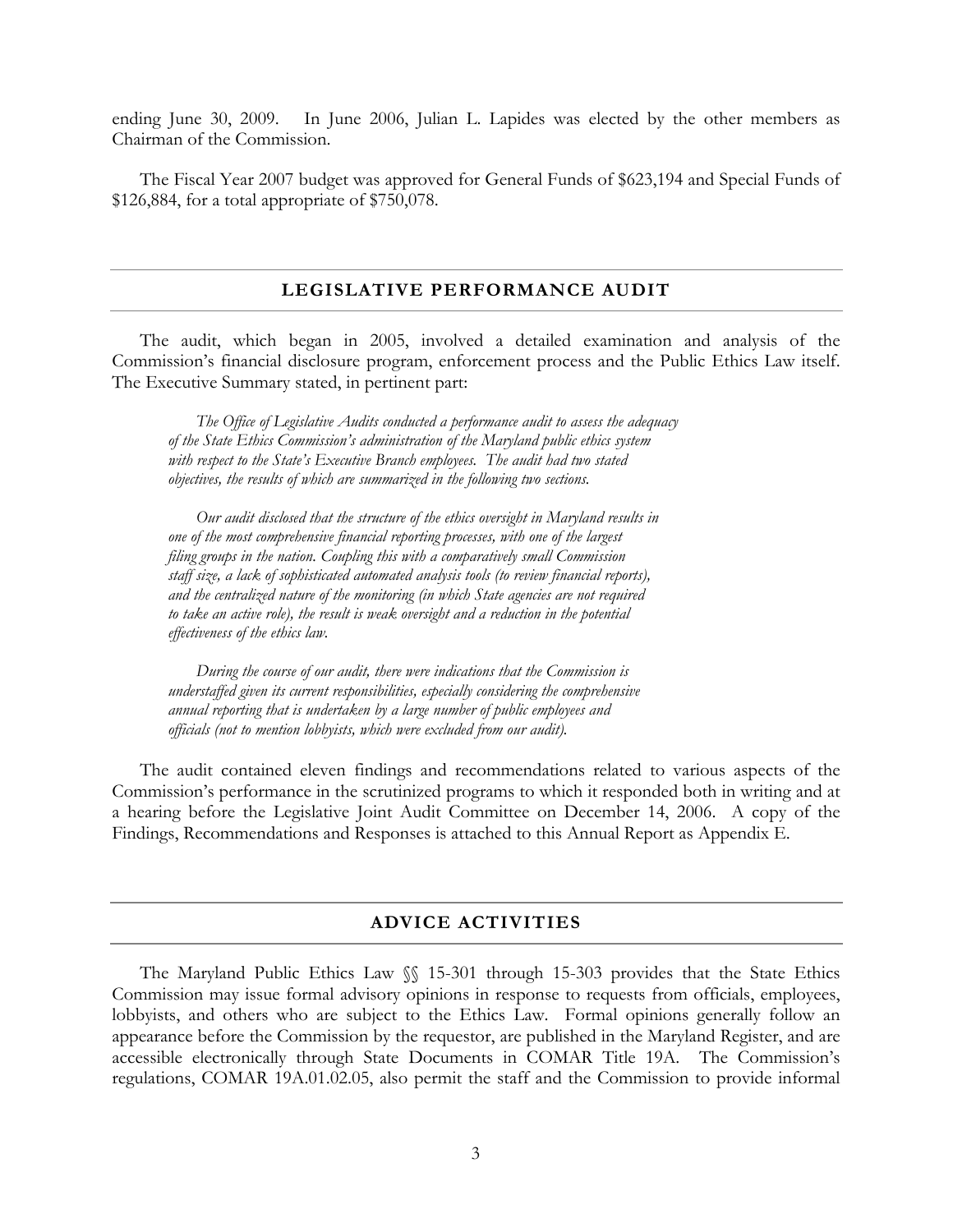ending June 30, 2009. In June 2006, Julian L. Lapides was elected by the other members as Chairman of the Commission.

The Fiscal Year 2007 budget was approved for General Funds of $623,194 and Special Funds of $126,884, for a total appropriate of $750,078.

## LEGISLATIVE PERFORMANCE AUDIT

The audit, which began in 2005, involved a detailed examination and analysis of the Commission's financial disclosure program, enforcement process and the Public Ethics Law itself. The Executive Summary stated, in pertinent part:

> *The Office of Legislative Audits conducted a performance audit to assess the adequacy of the State Ethics Commission's administration of the Maryland public ethics system with respect to the State's Executive Branch employees. The audit had two stated objectives, the results of which are summarized in the following two sections.*
>
> *Our audit disclosed that the structure of the ethics oversight in Maryland results in one of the most comprehensive financial reporting processes, with one of the largest filing groups in the nation. Coupling this with a comparatively small Commission staff size, a lack of sophisticated automated analysis tools (to review financial reports), and the centralized nature of the monitoring (in which State agencies are not required to take an active role), the result is weak oversight and a reduction in the potential effectiveness of the ethics law.*
>
> *During the course of our audit, there were indications that the Commission is understaffed given its current responsibilities, especially considering the comprehensive annual reporting that is undertaken by a large number of public employees and officials (not to mention lobbyists, which were excluded from our audit).*

The audit contained eleven findings and recommendations related to various aspects of the Commission's performance in the scrutinized programs to which it responded both in writing and at a hearing before the Legislative Joint Audit Committee on December 14, 2006. A copy of the Findings, Recommendations and Responses is attached to this Annual Report as Appendix E.

## ADVICE ACTIVITIES

The Maryland Public Ethics Law §§ 15-301 through 15-303 provides that the State Ethics Commission may issue formal advisory opinions in response to requests from officials, employees, lobbyists, and others who are subject to the Ethics Law. Formal opinions generally follow an appearance before the Commission by the requestor, are published in the Maryland Register, and are accessible electronically through State Documents in COMAR Title 19A. The Commission's regulations, COMAR 19A.01.02.05, also permit the staff and the Commission to provide informal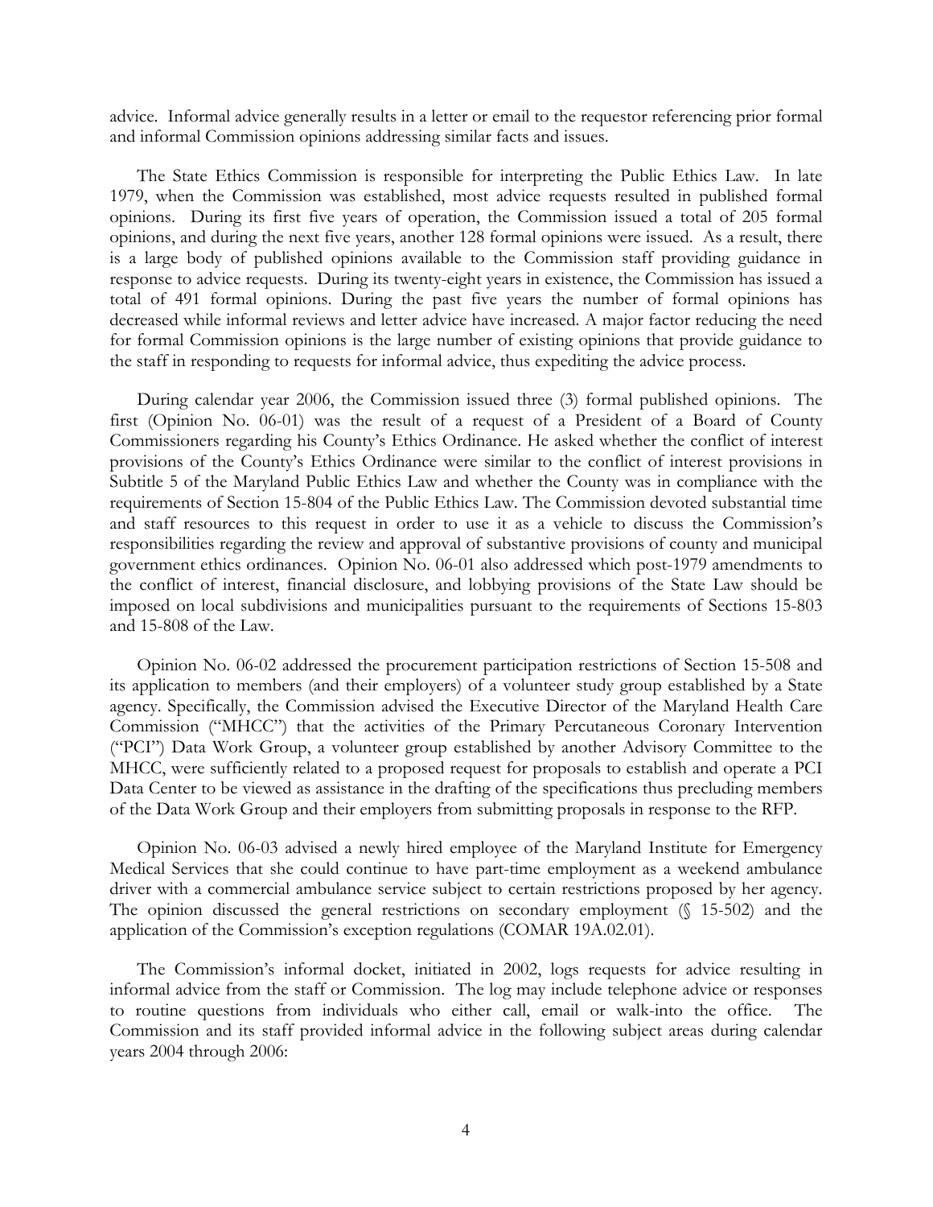advice. Informal advice generally results in a letter or email to the requestor referencing prior formal and informal Commission opinions addressing similar facts and issues.

The State Ethics Commission is responsible for interpreting the Public Ethics Law. In late 1979, when the Commission was established, most advice requests resulted in published formal opinions. During its first five years of operation, the Commission issued a total of 205 formal opinions, and during the next five years, another 128 formal opinions were issued. As a result, there is a large body of published opinions available to the Commission staff providing guidance in response to advice requests. During its twenty-eight years in existence, the Commission has issued a total of 491 formal opinions. During the past five years the number of formal opinions has decreased while informal reviews and letter advice have increased. A major factor reducing the need for formal Commission opinions is the large number of existing opinions that provide guidance to the staff in responding to requests for informal advice, thus expediting the advice process.

During calendar year 2006, the Commission issued three (3) formal published opinions. The first (Opinion No. 06-01) was the result of a request of a President of a Board of County Commissioners regarding his County's Ethics Ordinance. He asked whether the conflict of interest provisions of the County's Ethics Ordinance were similar to the conflict of interest provisions in Subtitle 5 of the Maryland Public Ethics Law and whether the County was in compliance with the requirements of Section 15-804 of the Public Ethics Law. The Commission devoted substantial time and staff resources to this request in order to use it as a vehicle to discuss the Commission's responsibilities regarding the review and approval of substantive provisions of county and municipal government ethics ordinances. Opinion No. 06-01 also addressed which post-1979 amendments to the conflict of interest, financial disclosure, and lobbying provisions of the State Law should be imposed on local subdivisions and municipalities pursuant to the requirements of Sections 15-803 and 15-808 of the Law.

Opinion No. 06-02 addressed the procurement participation restrictions of Section 15-508 and its application to members (and their employers) of a volunteer study group established by a State agency. Specifically, the Commission advised the Executive Director of the Maryland Health Care Commission ("MHCC") that the activities of the Primary Percutaneous Coronary Intervention ("PCI") Data Work Group, a volunteer group established by another Advisory Committee to the MHCC, were sufficiently related to a proposed request for proposals to establish and operate a PCI Data Center to be viewed as assistance in the drafting of the specifications thus precluding members of the Data Work Group and their employers from submitting proposals in response to the RFP.

Opinion No. 06-03 advised a newly hired employee of the Maryland Institute for Emergency Medical Services that she could continue to have part-time employment as a weekend ambulance driver with a commercial ambulance service subject to certain restrictions proposed by her agency. The opinion discussed the general restrictions on secondary employment (§ 15-502) and the application of the Commission's exception regulations (COMAR 19A.02.01).

The Commission's informal docket, initiated in 2002, logs requests for advice resulting in informal advice from the staff or Commission. The log may include telephone advice or responses to routine questions from individuals who either call, email or walk-into the office. The Commission and its staff provided informal advice in the following subject areas during calendar years 2004 through 2006: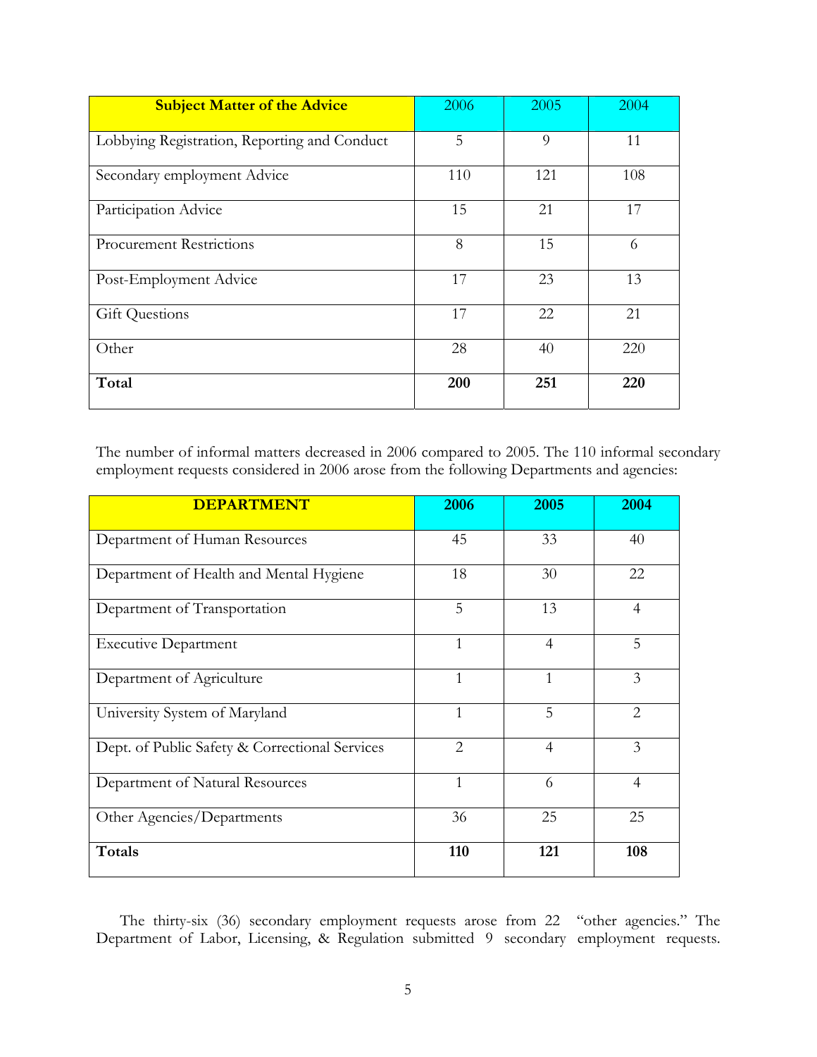| **Subject Matter of the Advice** | 2006 | 2005 | 2004 |
|---|---|---|---|
| Lobbying Registration, Reporting and Conduct | 5 | 9 | 11 |
| Secondary employment Advice | 110 | 121 | 108 |
| Participation Advice | 15 | 21 | 17 |
| Procurement Restrictions | 8 | 15 | 6 |
| Post-Employment Advice | 17 | 23 | 13 |
| Gift Questions | 17 | 22 | 21 |
| Other | 28 | 40 | 220 |
| **Total** | **200** | **251** | **220** |

The number of informal matters decreased in 2006 compared to 2005. The 110 informal secondary employment requests considered in 2006 arose from the following Departments and agencies:

| **DEPARTMENT** | **2006** | **2005** | **2004** |
|---|---|---|---|
| Department of Human Resources | 45 | 33 | 40 |
| Department of Health and Mental Hygiene | 18 | 30 | 22 |
| Department of Transportation | 5 | 13 | 4 |
| Executive Department | 1 | 4 | 5 |
| Department of Agriculture | 1 | 1 | 3 |
| University System of Maryland | 1 | 5 | 2 |
| Dept. of Public Safety & Correctional Services | 2 | 4 | 3 |
| Department of Natural Resources | 1 | 6 | 4 |
| Other Agencies/Departments | 36 | 25 | 25 |
| **Totals** | **110** | **121** | **108** |

The thirty-six (36) secondary employment requests arose from 22 "other agencies." The Department of Labor, Licensing, & Regulation submitted 9 secondary employment requests.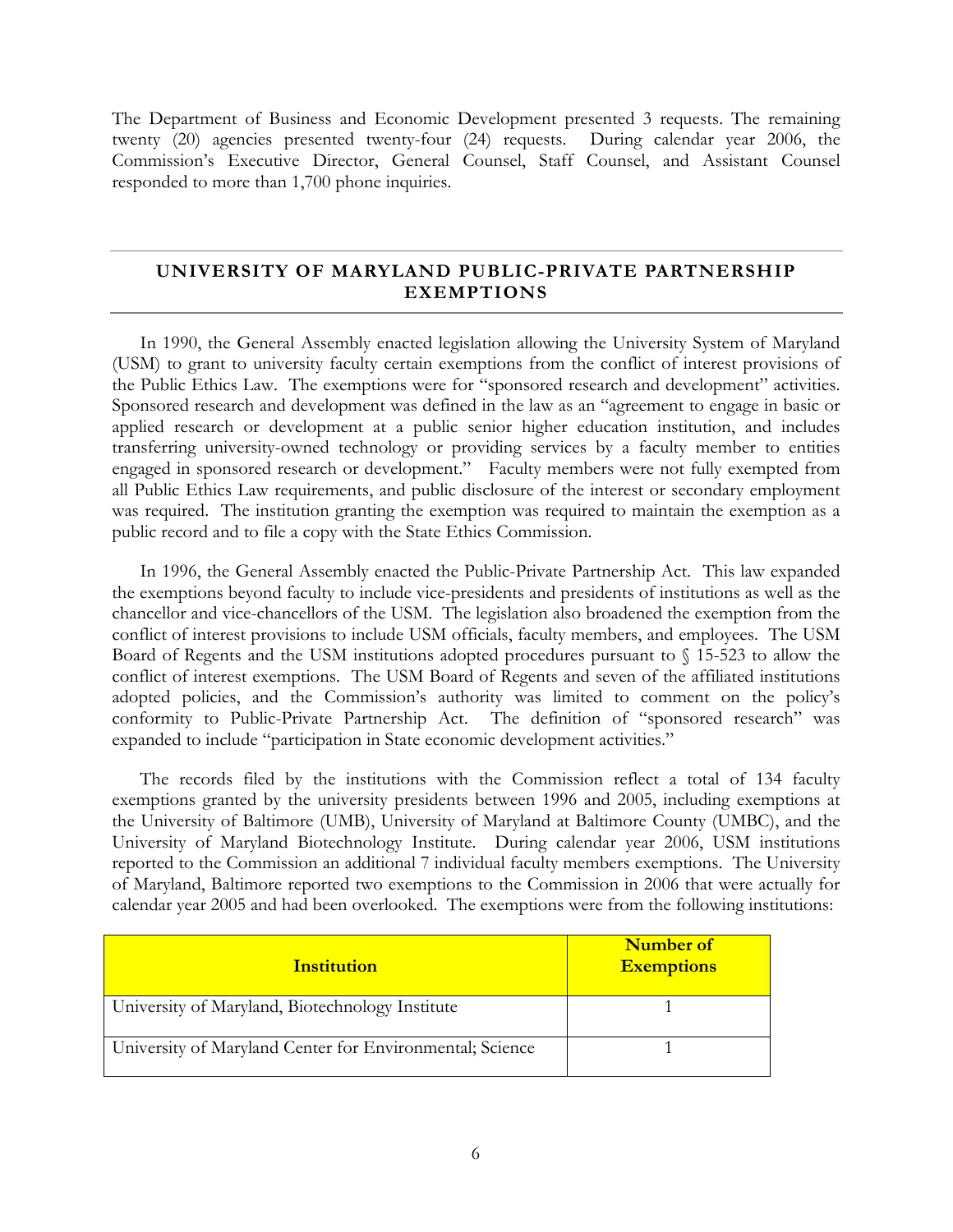The Department of Business and Economic Development presented 3 requests. The remaining twenty (20) agencies presented twenty-four (24) requests. During calendar year 2006, the Commission's Executive Director, General Counsel, Staff Counsel, and Assistant Counsel responded to more than 1,700 phone inquiries.

## UNIVERSITY OF MARYLAND PUBLIC-PRIVATE PARTNERSHIP EXEMPTIONS

In 1990, the General Assembly enacted legislation allowing the University System of Maryland (USM) to grant to university faculty certain exemptions from the conflict of interest provisions of the Public Ethics Law. The exemptions were for "sponsored research and development" activities. Sponsored research and development was defined in the law as an "agreement to engage in basic or applied research or development at a public senior higher education institution, and includes transferring university-owned technology or providing services by a faculty member to entities engaged in sponsored research or development." Faculty members were not fully exempted from all Public Ethics Law requirements, and public disclosure of the interest or secondary employment was required. The institution granting the exemption was required to maintain the exemption as a public record and to file a copy with the State Ethics Commission.

In 1996, the General Assembly enacted the Public-Private Partnership Act. This law expanded the exemptions beyond faculty to include vice-presidents and presidents of institutions as well as the chancellor and vice-chancellors of the USM. The legislation also broadened the exemption from the conflict of interest provisions to include USM officials, faculty members, and employees. The USM Board of Regents and the USM institutions adopted procedures pursuant to § 15-523 to allow the conflict of interest exemptions. The USM Board of Regents and seven of the affiliated institutions adopted policies, and the Commission's authority was limited to comment on the policy's conformity to Public-Private Partnership Act. The definition of "sponsored research" was expanded to include "participation in State economic development activities."

The records filed by the institutions with the Commission reflect a total of 134 faculty exemptions granted by the university presidents between 1996 and 2005, including exemptions at the University of Baltimore (UMB), University of Maryland at Baltimore County (UMBC), and the University of Maryland Biotechnology Institute. During calendar year 2006, USM institutions reported to the Commission an additional 7 individual faculty members exemptions. The University of Maryland, Baltimore reported two exemptions to the Commission in 2006 that were actually for calendar year 2005 and had been overlooked. The exemptions were from the following institutions:

| Institution | Number of Exemptions |
|---|---|
| University of Maryland, Biotechnology Institute | 1 |
| University of Maryland Center for Environmental; Science | 1 |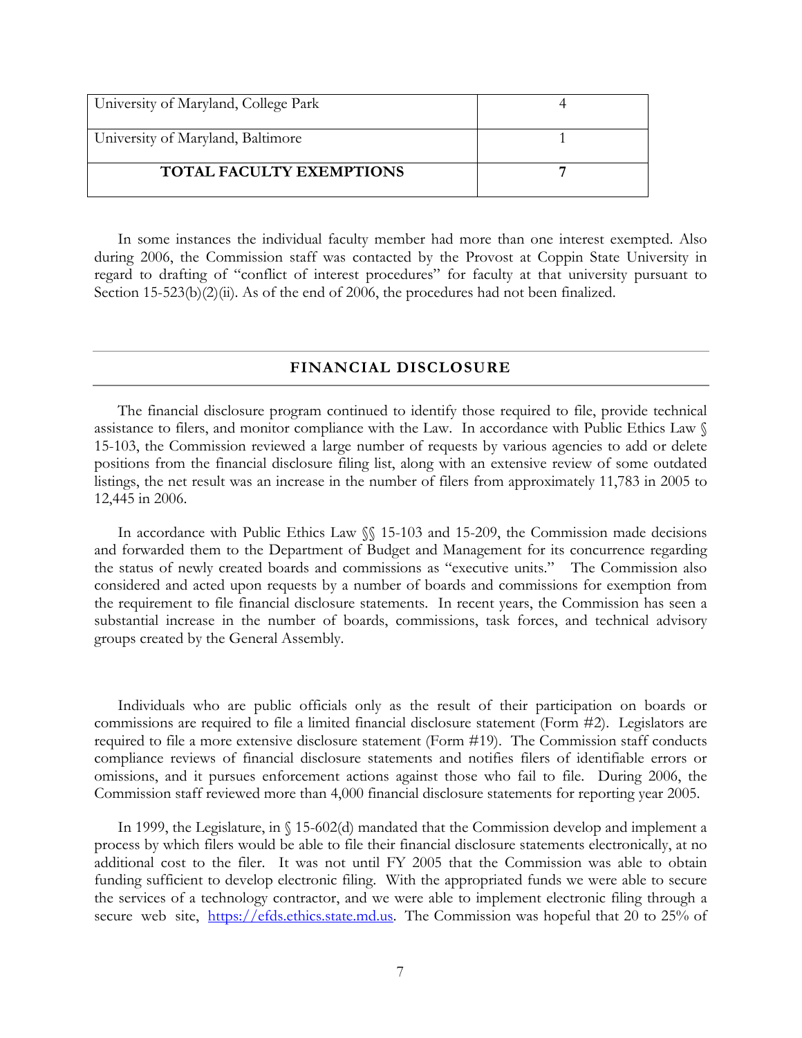| | |
|---|---|
| University of Maryland, College Park | 4 |
| University of Maryland, Baltimore | 1 |
| **TOTAL FACULTY EXEMPTIONS** | **7** |

In some instances the individual faculty member had more than one interest exempted. Also during 2006, the Commission staff was contacted by the Provost at Coppin State University in regard to drafting of "conflict of interest procedures" for faculty at that university pursuant to Section 15-523(b)(2)(ii). As of the end of 2006, the procedures had not been finalized.

## FINANCIAL DISCLOSURE

The financial disclosure program continued to identify those required to file, provide technical assistance to filers, and monitor compliance with the Law. In accordance with Public Ethics Law § 15-103, the Commission reviewed a large number of requests by various agencies to add or delete positions from the financial disclosure filing list, along with an extensive review of some outdated listings, the net result was an increase in the number of filers from approximately 11,783 in 2005 to 12,445 in 2006.

In accordance with Public Ethics Law §§ 15-103 and 15-209, the Commission made decisions and forwarded them to the Department of Budget and Management for its concurrence regarding the status of newly created boards and commissions as "executive units." The Commission also considered and acted upon requests by a number of boards and commissions for exemption from the requirement to file financial disclosure statements. In recent years, the Commission has seen a substantial increase in the number of boards, commissions, task forces, and technical advisory groups created by the General Assembly.

Individuals who are public officials only as the result of their participation on boards or commissions are required to file a limited financial disclosure statement (Form #2). Legislators are required to file a more extensive disclosure statement (Form #19). The Commission staff conducts compliance reviews of financial disclosure statements and notifies filers of identifiable errors or omissions, and it pursues enforcement actions against those who fail to file. During 2006, the Commission staff reviewed more than 4,000 financial disclosure statements for reporting year 2005.

In 1999, the Legislature, in § 15-602(d) mandated that the Commission develop and implement a process by which filers would be able to file their financial disclosure statements electronically, at no additional cost to the filer. It was not until FY 2005 that the Commission was able to obtain funding sufficient to develop electronic filing. With the appropriated funds we were able to secure the services of a technology contractor, and we were able to implement electronic filing through a secure web site, https://efds.ethics.state.md.us. The Commission was hopeful that 20 to 25% of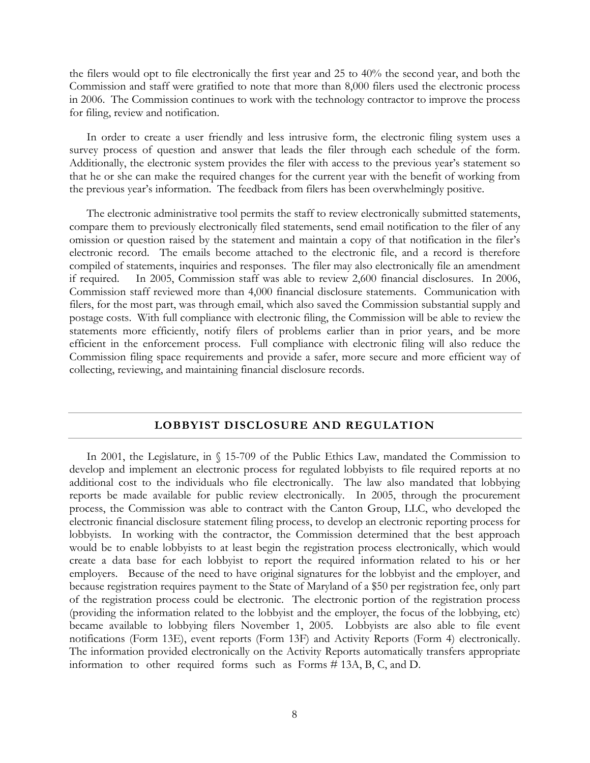the filers would opt to file electronically the first year and 25 to 40% the second year, and both the Commission and staff were gratified to note that more than 8,000 filers used the electronic process in 2006. The Commission continues to work with the technology contractor to improve the process for filing, review and notification.

In order to create a user friendly and less intrusive form, the electronic filing system uses a survey process of question and answer that leads the filer through each schedule of the form. Additionally, the electronic system provides the filer with access to the previous year's statement so that he or she can make the required changes for the current year with the benefit of working from the previous year's information. The feedback from filers has been overwhelmingly positive.

The electronic administrative tool permits the staff to review electronically submitted statements, compare them to previously electronically filed statements, send email notification to the filer of any omission or question raised by the statement and maintain a copy of that notification in the filer's electronic record. The emails become attached to the electronic file, and a record is therefore compiled of statements, inquiries and responses. The filer may also electronically file an amendment if required. In 2005, Commission staff was able to review 2,600 financial disclosures. In 2006, Commission staff reviewed more than 4,000 financial disclosure statements. Communication with filers, for the most part, was through email, which also saved the Commission substantial supply and postage costs. With full compliance with electronic filing, the Commission will be able to review the statements more efficiently, notify filers of problems earlier than in prior years, and be more efficient in the enforcement process. Full compliance with electronic filing will also reduce the Commission filing space requirements and provide a safer, more secure and more efficient way of collecting, reviewing, and maintaining financial disclosure records.

## LOBBYIST DISCLOSURE AND REGULATION

In 2001, the Legislature, in § 15-709 of the Public Ethics Law, mandated the Commission to develop and implement an electronic process for regulated lobbyists to file required reports at no additional cost to the individuals who file electronically. The law also mandated that lobbying reports be made available for public review electronically. In 2005, through the procurement process, the Commission was able to contract with the Canton Group, LLC, who developed the electronic financial disclosure statement filing process, to develop an electronic reporting process for lobbyists. In working with the contractor, the Commission determined that the best approach would be to enable lobbyists to at least begin the registration process electronically, which would create a data base for each lobbyist to report the required information related to his or her employers. Because of the need to have original signatures for the lobbyist and the employer, and because registration requires payment to the State of Maryland of a $50 per registration fee, only part of the registration process could be electronic. The electronic portion of the registration process (providing the information related to the lobbyist and the employer, the focus of the lobbying, etc) became available to lobbying filers November 1, 2005. Lobbyists are also able to file event notifications (Form 13E), event reports (Form 13F) and Activity Reports (Form 4) electronically. The information provided electronically on the Activity Reports automatically transfers appropriate information to other required forms such as Forms # 13A, B, C, and D.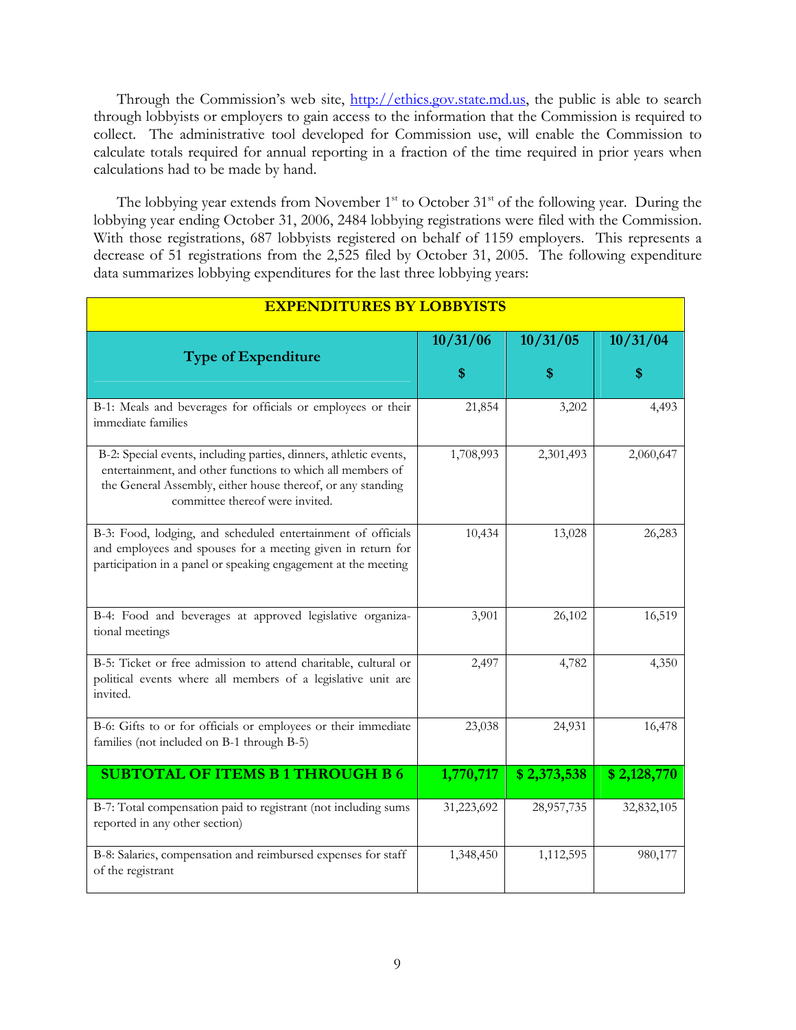Through the Commission's web site, http://ethics.gov.state.md.us, the public is able to search through lobbyists or employers to gain access to the information that the Commission is required to collect. The administrative tool developed for Commission use, will enable the Commission to calculate totals required for annual reporting in a fraction of the time required in prior years when calculations had to be made by hand.

The lobbying year extends from November 1st to October 31st of the following year. During the lobbying year ending October 31, 2006, 2484 lobbying registrations were filed with the Commission. With those registrations, 687 lobbyists registered on behalf of 1159 employers. This represents a decrease of 51 registrations from the 2,525 filed by October 31, 2005. The following expenditure data summarizes lobbying expenditures for the last three lobbying years:

| **EXPENDITURES BY LOBBYISTS** | | | |
|---|---|---|---|
| **Type of Expenditure** | **10/31/06 $** | **10/31/05 $** | **10/31/04 $** |
| B-1: Meals and beverages for officials or employees or their immediate families | 21,854 | 3,202 | 4,493 |
| B-2: Special events, including parties, dinners, athletic events, entertainment, and other functions to which all members of the General Assembly, either house thereof, or any standing committee thereof were invited. | 1,708,993 | 2,301,493 | 2,060,647 |
| B-3: Food, lodging, and scheduled entertainment of officials and employees and spouses for a meeting given in return for participation in a panel or speaking engagement at the meeting | 10,434 | 13,028 | 26,283 |
| B-4: Food and beverages at approved legislative organizational meetings | 3,901 | 26,102 | 16,519 |
| B-5: Ticket or free admission to attend charitable, cultural or political events where all members of a legislative unit are invited. | 2,497 | 4,782 | 4,350 |
| B-6: Gifts to or for officials or employees or their immediate families (not included on B-1 through B-5) | 23,038 | 24,931 | 16,478 |
| **SUBTOTAL OF ITEMS B 1 THROUGH B 6** | **1,770,717** | **$ 2,373,538** | **$ 2,128,770** |
| B-7: Total compensation paid to registrant (not including sums reported in any other section) | 31,223,692 | 28,957,735 | 32,832,105 |
| B-8: Salaries, compensation and reimbursed expenses for staff of the registrant | 1,348,450 | 1,112,595 | 980,177 |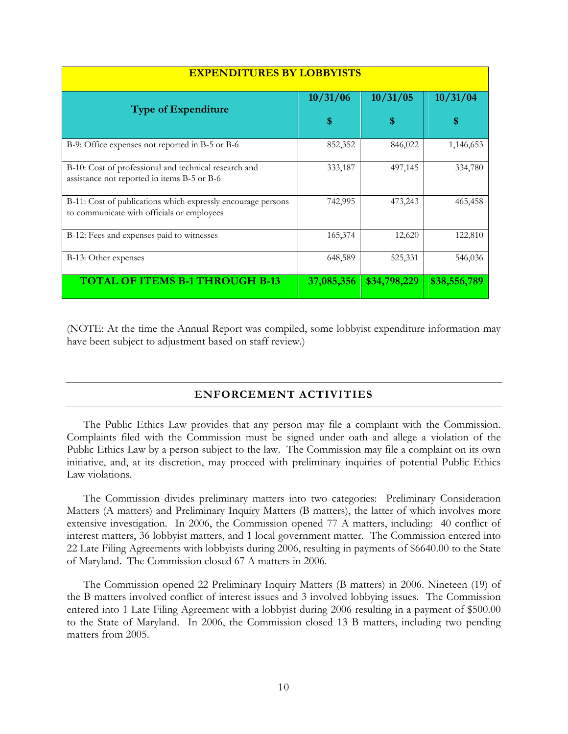| EXPENDITURES BY LOBBYISTS | | | |
|---|---|---|---|
| **Type of Expenditure** | **10/31/06**<br>**$** | **10/31/05**<br>**$** | **10/31/04**<br>**$** |
| B-9: Office expenses not reported in B-5 or B-6 | 852,352 | 846,022 | 1,146,653 |
| B-10: Cost of professional and technical research and assistance not reported in items B-5 or B-6 | 333,187 | 497,145 | 334,780 |
| B-11: Cost of publications which expressly encourage persons to communicate with officials or employees | 742,995 | 473,243 | 465,458 |
| B-12: Fees and expenses paid to witnesses | 165,374 | 12,620 | 122,810 |
| B-13: Other expenses | 648,589 | 525,331 | 546,036 |
| **TOTAL OF ITEMS B-1 THROUGH B-13** | **37,085,356** | **$34,798,229** | **$38,556,789** |

(NOTE: At the time the Annual Report was compiled, some lobbyist expenditure information may have been subject to adjustment based on staff review.)

## ENFORCEMENT ACTIVITIES

The Public Ethics Law provides that any person may file a complaint with the Commission. Complaints filed with the Commission must be signed under oath and allege a violation of the Public Ethics Law by a person subject to the law. The Commission may file a complaint on its own initiative, and, at its discretion, may proceed with preliminary inquiries of potential Public Ethics Law violations.

The Commission divides preliminary matters into two categories: Preliminary Consideration Matters (A matters) and Preliminary Inquiry Matters (B matters), the latter of which involves more extensive investigation. In 2006, the Commission opened 77 A matters, including: 40 conflict of interest matters, 36 lobbyist matters, and 1 local government matter. The Commission entered into 22 Late Filing Agreements with lobbyists during 2006, resulting in payments of $6640.00 to the State of Maryland. The Commission closed 67 A matters in 2006.

The Commission opened 22 Preliminary Inquiry Matters (B matters) in 2006. Nineteen (19) of the B matters involved conflict of interest issues and 3 involved lobbying issues. The Commission entered into 1 Late Filing Agreement with a lobbyist during 2006 resulting in a payment of $500.00 to the State of Maryland. In 2006, the Commission closed 13 B matters, including two pending matters from 2005.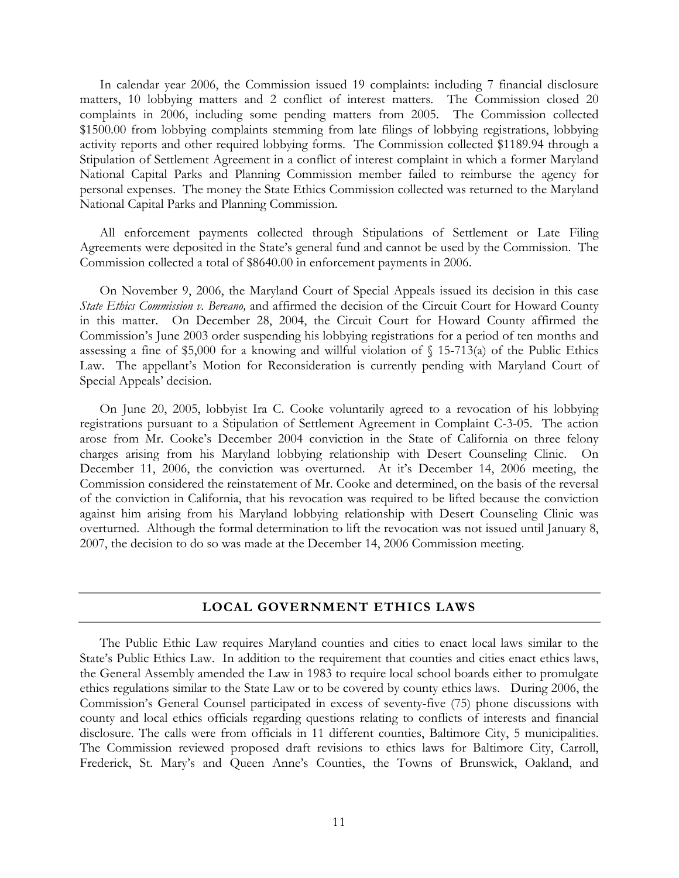In calendar year 2006, the Commission issued 19 complaints: including 7 financial disclosure matters, 10 lobbying matters and 2 conflict of interest matters. The Commission closed 20 complaints in 2006, including some pending matters from 2005. The Commission collected $1500.00 from lobbying complaints stemming from late filings of lobbying registrations, lobbying activity reports and other required lobbying forms. The Commission collected $1189.94 through a Stipulation of Settlement Agreement in a conflict of interest complaint in which a former Maryland National Capital Parks and Planning Commission member failed to reimburse the agency for personal expenses. The money the State Ethics Commission collected was returned to the Maryland National Capital Parks and Planning Commission.

All enforcement payments collected through Stipulations of Settlement or Late Filing Agreements were deposited in the State's general fund and cannot be used by the Commission. The Commission collected a total of $8640.00 in enforcement payments in 2006.

On November 9, 2006, the Maryland Court of Special Appeals issued its decision in this case *State Ethics Commission v. Bereano,* and affirmed the decision of the Circuit Court for Howard County in this matter. On December 28, 2004, the Circuit Court for Howard County affirmed the Commission's June 2003 order suspending his lobbying registrations for a period of ten months and assessing a fine of $5,000 for a knowing and willful violation of § 15-713(a) of the Public Ethics Law. The appellant's Motion for Reconsideration is currently pending with Maryland Court of Special Appeals' decision.

On June 20, 2005, lobbyist Ira C. Cooke voluntarily agreed to a revocation of his lobbying registrations pursuant to a Stipulation of Settlement Agreement in Complaint C-3-05. The action arose from Mr. Cooke's December 2004 conviction in the State of California on three felony charges arising from his Maryland lobbying relationship with Desert Counseling Clinic. On December 11, 2006, the conviction was overturned. At it's December 14, 2006 meeting, the Commission considered the reinstatement of Mr. Cooke and determined, on the basis of the reversal of the conviction in California, that his revocation was required to be lifted because the conviction against him arising from his Maryland lobbying relationship with Desert Counseling Clinic was overturned. Although the formal determination to lift the revocation was not issued until January 8, 2007, the decision to do so was made at the December 14, 2006 Commission meeting.

## LOCAL GOVERNMENT ETHICS LAWS

The Public Ethic Law requires Maryland counties and cities to enact local laws similar to the State's Public Ethics Law. In addition to the requirement that counties and cities enact ethics laws, the General Assembly amended the Law in 1983 to require local school boards either to promulgate ethics regulations similar to the State Law or to be covered by county ethics laws. During 2006, the Commission's General Counsel participated in excess of seventy-five (75) phone discussions with county and local ethics officials regarding questions relating to conflicts of interests and financial disclosure. The calls were from officials in 11 different counties, Baltimore City, 5 municipalities. The Commission reviewed proposed draft revisions to ethics laws for Baltimore City, Carroll, Frederick, St. Mary's and Queen Anne's Counties, the Towns of Brunswick, Oakland, and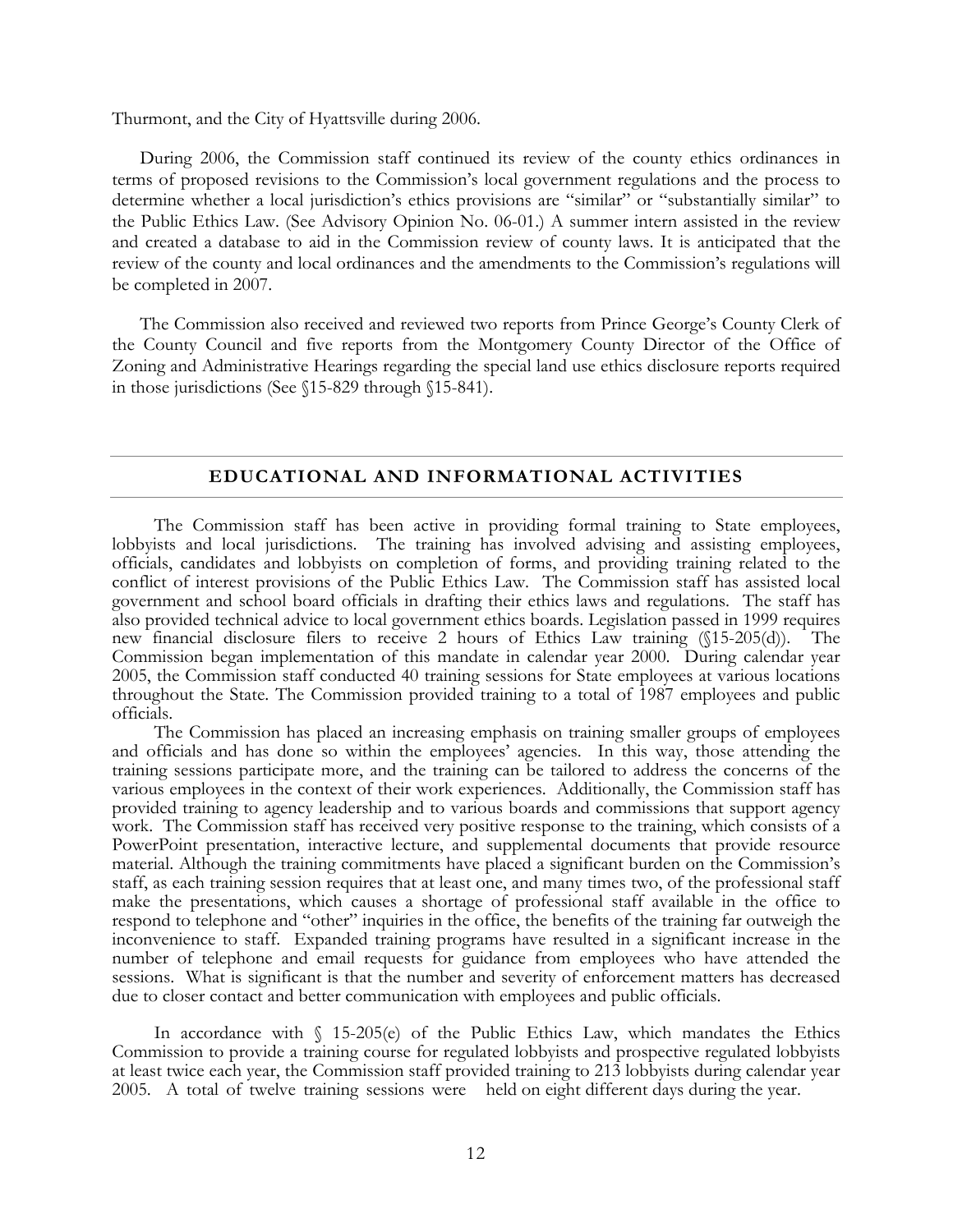Thurmont, and the City of Hyattsville during 2006.

During 2006, the Commission staff continued its review of the county ethics ordinances in terms of proposed revisions to the Commission's local government regulations and the process to determine whether a local jurisdiction's ethics provisions are "similar" or "substantially similar" to the Public Ethics Law. (See Advisory Opinion No. 06-01.) A summer intern assisted in the review and created a database to aid in the Commission review of county laws. It is anticipated that the review of the county and local ordinances and the amendments to the Commission's regulations will be completed in 2007.

The Commission also received and reviewed two reports from Prince George's County Clerk of the County Council and five reports from the Montgomery County Director of the Office of Zoning and Administrative Hearings regarding the special land use ethics disclosure reports required in those jurisdictions (See §15-829 through §15-841).

## EDUCATIONAL AND INFORMATIONAL ACTIVITIES

The Commission staff has been active in providing formal training to State employees, lobbyists and local jurisdictions. The training has involved advising and assisting employees, officials, candidates and lobbyists on completion of forms, and providing training related to the conflict of interest provisions of the Public Ethics Law. The Commission staff has assisted local government and school board officials in drafting their ethics laws and regulations. The staff has also provided technical advice to local government ethics boards. Legislation passed in 1999 requires new financial disclosure filers to receive 2 hours of Ethics Law training (§15-205(d)). The Commission began implementation of this mandate in calendar year 2000. During calendar year 2005, the Commission staff conducted 40 training sessions for State employees at various locations throughout the State. The Commission provided training to a total of 1987 employees and public officials.

The Commission has placed an increasing emphasis on training smaller groups of employees and officials and has done so within the employees' agencies. In this way, those attending the training sessions participate more, and the training can be tailored to address the concerns of the various employees in the context of their work experiences. Additionally, the Commission staff has provided training to agency leadership and to various boards and commissions that support agency work. The Commission staff has received very positive response to the training, which consists of a PowerPoint presentation, interactive lecture, and supplemental documents that provide resource material. Although the training commitments have placed a significant burden on the Commission's staff, as each training session requires that at least one, and many times two, of the professional staff make the presentations, which causes a shortage of professional staff available in the office to respond to telephone and "other" inquiries in the office, the benefits of the training far outweigh the inconvenience to staff. Expanded training programs have resulted in a significant increase in the number of telephone and email requests for guidance from employees who have attended the sessions. What is significant is that the number and severity of enforcement matters has decreased due to closer contact and better communication with employees and public officials.

In accordance with § 15-205(e) of the Public Ethics Law, which mandates the Ethics Commission to provide a training course for regulated lobbyists and prospective regulated lobbyists at least twice each year, the Commission staff provided training to 213 lobbyists during calendar year 2005. A total of twelve training sessions were held on eight different days during the year.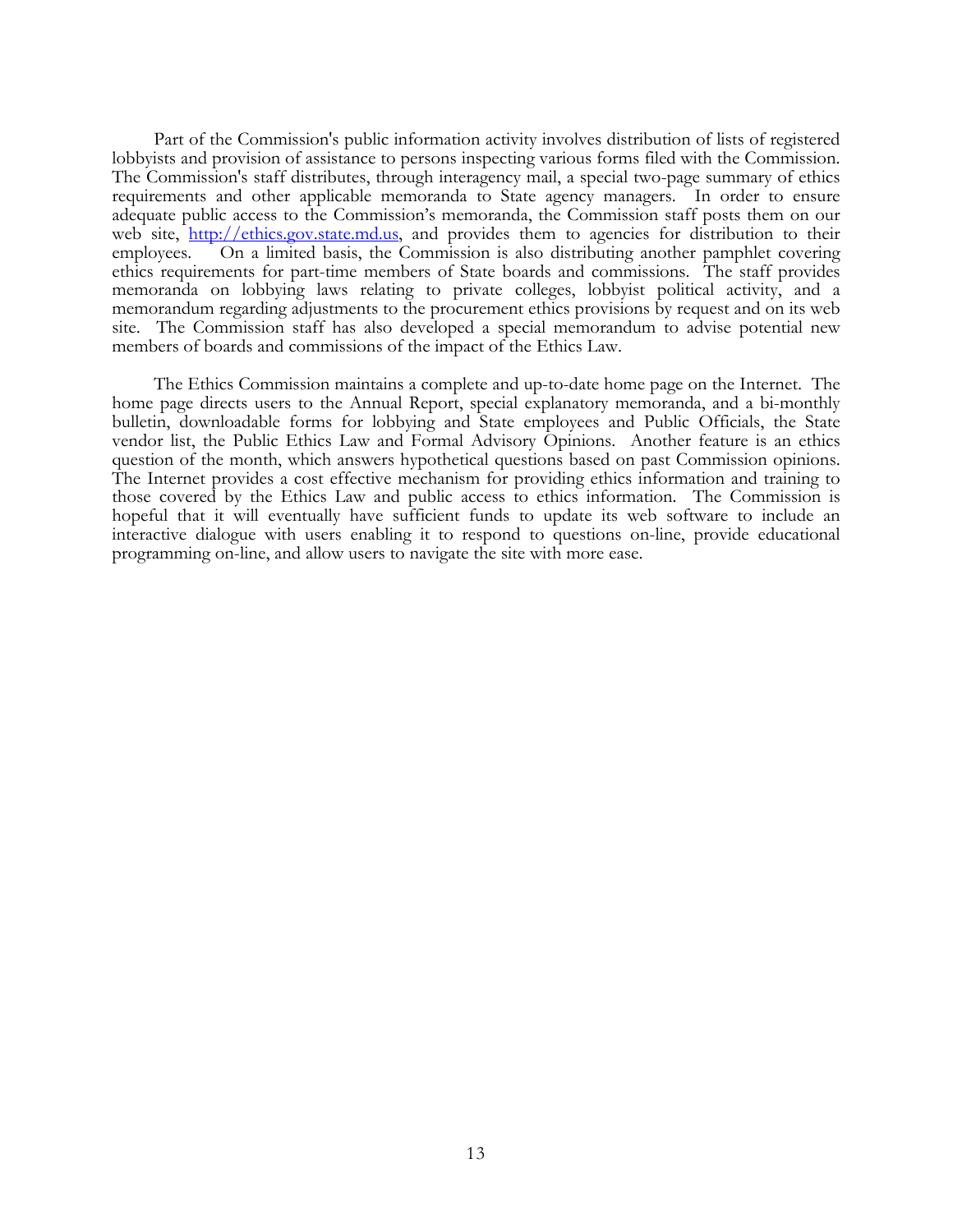Part of the Commission's public information activity involves distribution of lists of registered lobbyists and provision of assistance to persons inspecting various forms filed with the Commission. The Commission's staff distributes, through interagency mail, a special two-page summary of ethics requirements and other applicable memoranda to State agency managers. In order to ensure adequate public access to the Commission's memoranda, the Commission staff posts them on our web site, [http://ethics.gov.state.md.us](http://ethics.gov.state.md.us), and provides them to agencies for distribution to their employees. On a limited basis, the Commission is also distributing another pamphlet covering ethics requirements for part-time members of State boards and commissions. The staff provides memoranda on lobbying laws relating to private colleges, lobbyist political activity, and a memorandum regarding adjustments to the procurement ethics provisions by request and on its web site. The Commission staff has also developed a special memorandum to advise potential new members of boards and commissions of the impact of the Ethics Law.

The Ethics Commission maintains a complete and up-to-date home page on the Internet. The home page directs users to the Annual Report, special explanatory memoranda, and a bi-monthly bulletin, downloadable forms for lobbying and State employees and Public Officials, the State vendor list, the Public Ethics Law and Formal Advisory Opinions. Another feature is an ethics question of the month, which answers hypothetical questions based on past Commission opinions. The Internet provides a cost effective mechanism for providing ethics information and training to those covered by the Ethics Law and public access to ethics information. The Commission is hopeful that it will eventually have sufficient funds to update its web software to include an interactive dialogue with users enabling it to respond to questions on-line, provide educational programming on-line, and allow users to navigate the site with more ease.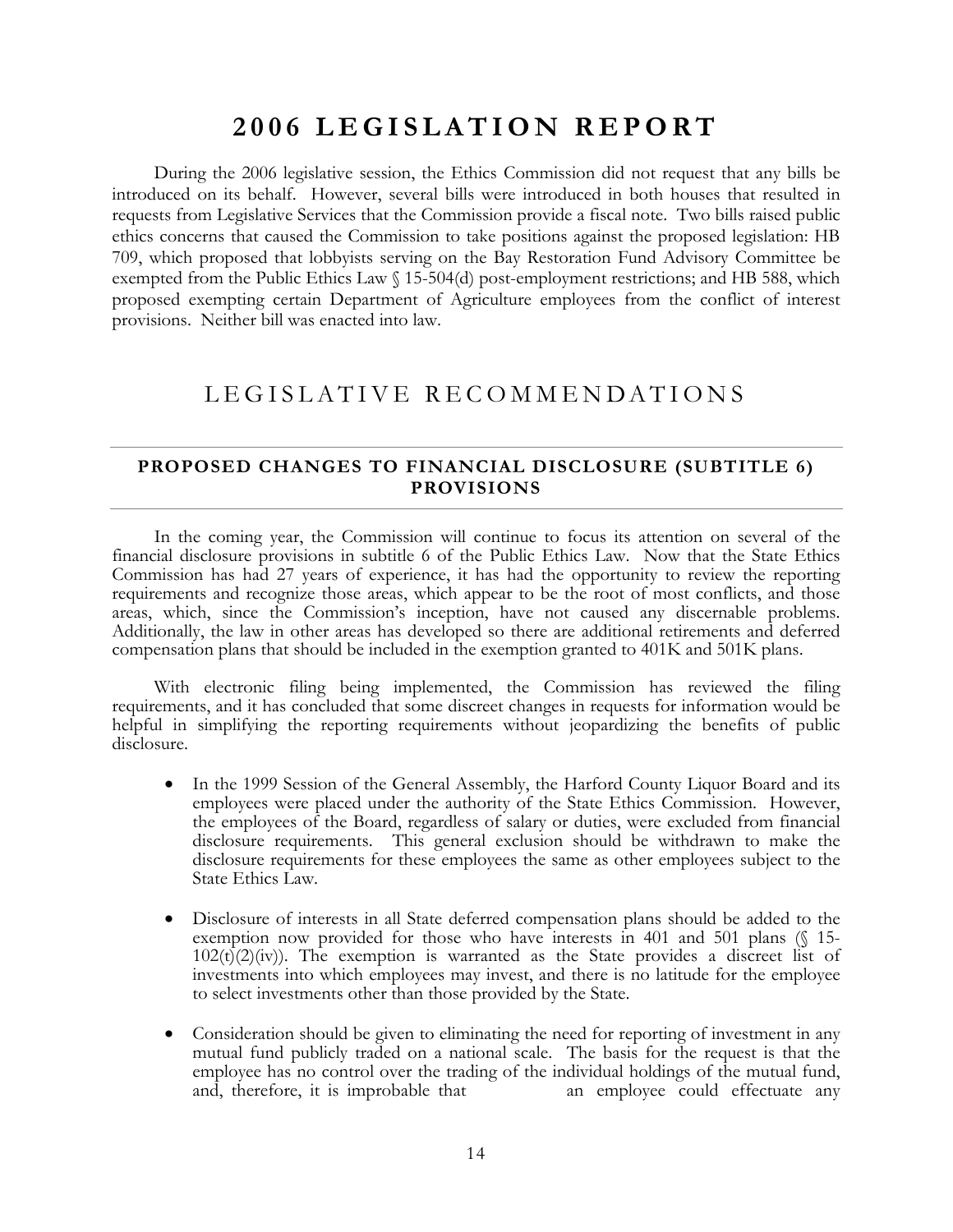# 2006 LEGISLATION REPORT

During the 2006 legislative session, the Ethics Commission did not request that any bills be introduced on its behalf. However, several bills were introduced in both houses that resulted in requests from Legislative Services that the Commission provide a fiscal note. Two bills raised public ethics concerns that caused the Commission to take positions against the proposed legislation: HB 709, which proposed that lobbyists serving on the Bay Restoration Fund Advisory Committee be exempted from the Public Ethics Law § 15-504(d) post-employment restrictions; and HB 588, which proposed exempting certain Department of Agriculture employees from the conflict of interest provisions. Neither bill was enacted into law.

# LEGISLATIVE RECOMMENDATIONS

## PROPOSED CHANGES TO FINANCIAL DISCLOSURE (SUBTITLE 6) PROVISIONS

In the coming year, the Commission will continue to focus its attention on several of the financial disclosure provisions in subtitle 6 of the Public Ethics Law. Now that the State Ethics Commission has had 27 years of experience, it has had the opportunity to review the reporting requirements and recognize those areas, which appear to be the root of most conflicts, and those areas, which, since the Commission's inception, have not caused any discernable problems. Additionally, the law in other areas has developed so there are additional retirements and deferred compensation plans that should be included in the exemption granted to 401K and 501K plans.

With electronic filing being implemented, the Commission has reviewed the filing requirements, and it has concluded that some discreet changes in requests for information would be helpful in simplifying the reporting requirements without jeopardizing the benefits of public disclosure.

- In the 1999 Session of the General Assembly, the Harford County Liquor Board and its employees were placed under the authority of the State Ethics Commission. However, the employees of the Board, regardless of salary or duties, were excluded from financial disclosure requirements. This general exclusion should be withdrawn to make the disclosure requirements for these employees the same as other employees subject to the State Ethics Law.

- Disclosure of interests in all State deferred compensation plans should be added to the exemption now provided for those who have interests in 401 and 501 plans (§ 15-102(t)(2)(iv)). The exemption is warranted as the State provides a discreet list of investments into which employees may invest, and there is no latitude for the employee to select investments other than those provided by the State.

- Consideration should be given to eliminating the need for reporting of investment in any mutual fund publicly traded on a national scale. The basis for the request is that the employee has no control over the trading of the individual holdings of the mutual fund, and, therefore, it is improbable that an employee could effectuate any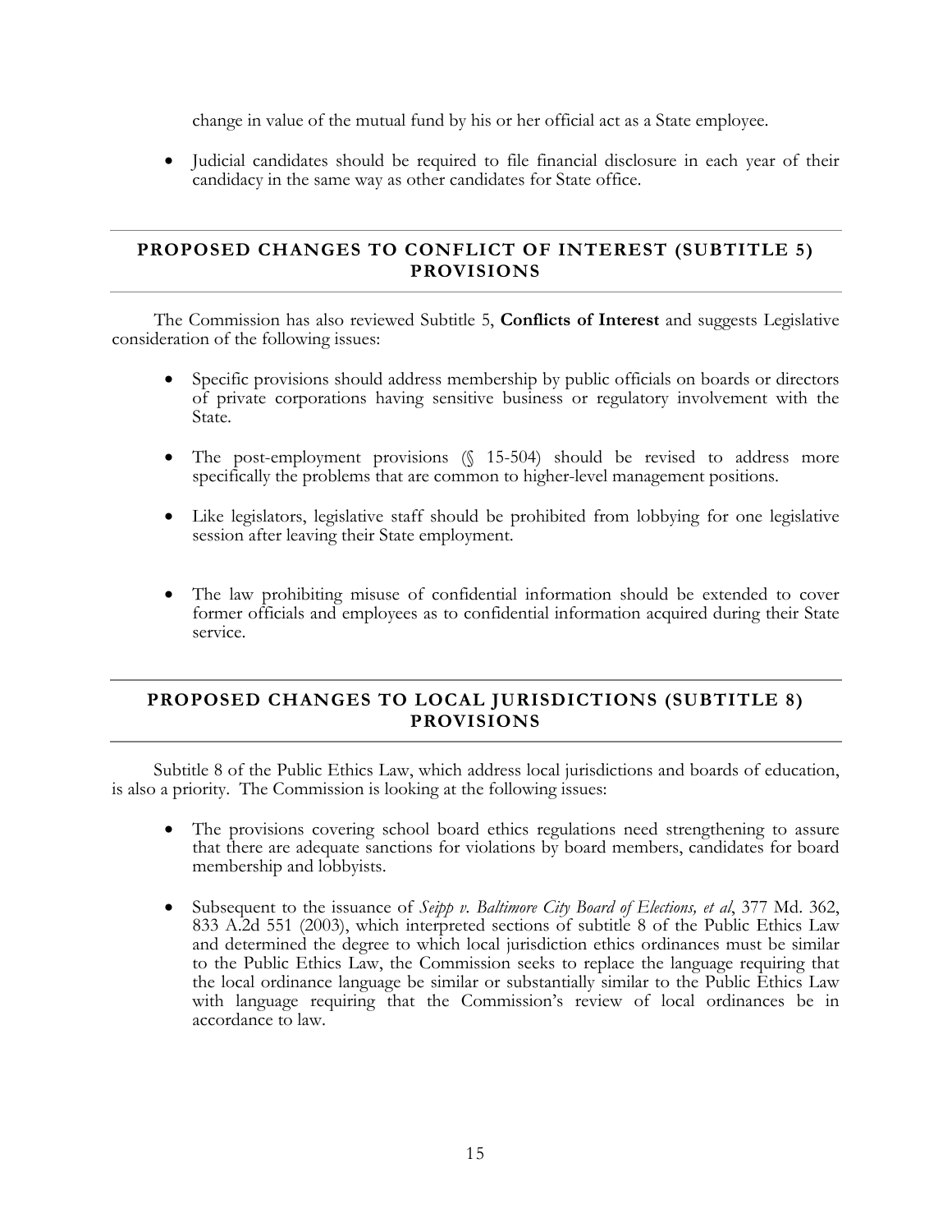change in value of the mutual fund by his or her official act as a State employee.

- Judicial candidates should be required to file financial disclosure in each year of their candidacy in the same way as other candidates for State office.

## PROPOSED CHANGES TO CONFLICT OF INTEREST (SUBTITLE 5) PROVISIONS

The Commission has also reviewed Subtitle 5, **Conflicts of Interest** and suggests Legislative consideration of the following issues:

- Specific provisions should address membership by public officials on boards or directors of private corporations having sensitive business or regulatory involvement with the State.

- The post-employment provisions (§ 15-504) should be revised to address more specifically the problems that are common to higher-level management positions.

- Like legislators, legislative staff should be prohibited from lobbying for one legislative session after leaving their State employment.

- The law prohibiting misuse of confidential information should be extended to cover former officials and employees as to confidential information acquired during their State service.

## PROPOSED CHANGES TO LOCAL JURISDICTIONS (SUBTITLE 8) PROVISIONS

Subtitle 8 of the Public Ethics Law, which address local jurisdictions and boards of education, is also a priority. The Commission is looking at the following issues:

- The provisions covering school board ethics regulations need strengthening to assure that there are adequate sanctions for violations by board members, candidates for board membership and lobbyists.

- Subsequent to the issuance of *Seipp v. Baltimore City Board of Elections, et al*, 377 Md. 362, 833 A.2d 551 (2003), which interpreted sections of subtitle 8 of the Public Ethics Law and determined the degree to which local jurisdiction ethics ordinances must be similar to the Public Ethics Law, the Commission seeks to replace the language requiring that the local ordinance language be similar or substantially similar to the Public Ethics Law with language requiring that the Commission's review of local ordinances be in accordance to law.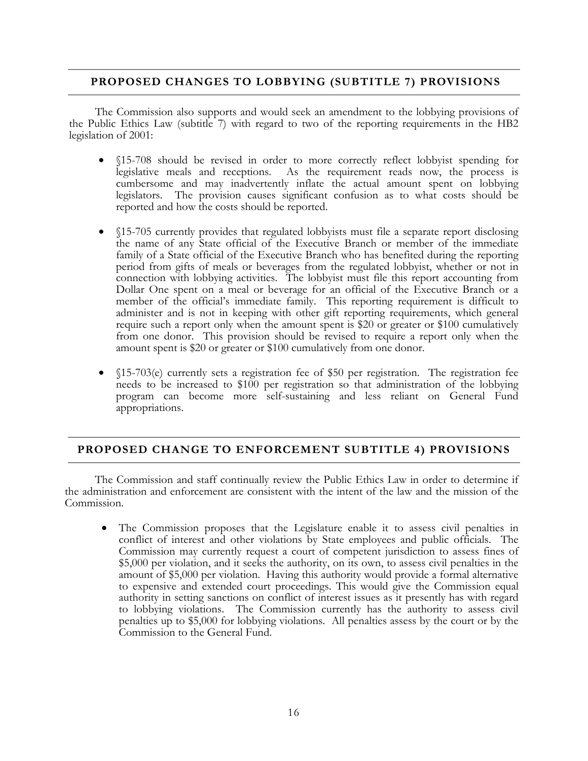## PROPOSED CHANGES TO LOBBYING (SUBTITLE 7) PROVISIONS

The Commission also supports and would seek an amendment to the lobbying provisions of the Public Ethics Law (subtitle 7) with regard to two of the reporting requirements in the HB2 legislation of 2001:

- §15-708 should be revised in order to more correctly reflect lobbyist spending for legislative meals and receptions. As the requirement reads now, the process is cumbersome and may inadvertently inflate the actual amount spent on lobbying legislators. The provision causes significant confusion as to what costs should be reported and how the costs should be reported.

- §15-705 currently provides that regulated lobbyists must file a separate report disclosing the name of any State official of the Executive Branch or member of the immediate family of a State official of the Executive Branch who has benefited during the reporting period from gifts of meals or beverages from the regulated lobbyist, whether or not in connection with lobbying activities. The lobbyist must file this report accounting from Dollar One spent on a meal or beverage for an official of the Executive Branch or a member of the official's immediate family. This reporting requirement is difficult to administer and is not in keeping with other gift reporting requirements, which general require such a report only when the amount spent is $20 or greater or $100 cumulatively from one donor. This provision should be revised to require a report only when the amount spent is $20 or greater or $100 cumulatively from one donor.

- §15-703(e) currently sets a registration fee of $50 per registration. The registration fee needs to be increased to $100 per registration so that administration of the lobbying program can become more self-sustaining and less reliant on General Fund appropriations.

## PROPOSED CHANGE TO ENFORCEMENT SUBTITLE 4) PROVISIONS

The Commission and staff continually review the Public Ethics Law in order to determine if the administration and enforcement are consistent with the intent of the law and the mission of the Commission.

- The Commission proposes that the Legislature enable it to assess civil penalties in conflict of interest and other violations by State employees and public officials. The Commission may currently request a court of competent jurisdiction to assess fines of $5,000 per violation, and it seeks the authority, on its own, to assess civil penalties in the amount of $5,000 per violation. Having this authority would provide a formal alternative to expensive and extended court proceedings. This would give the Commission equal authority in setting sanctions on conflict of interest issues as it presently has with regard to lobbying violations. The Commission currently has the authority to assess civil penalties up to $5,000 for lobbying violations. All penalties assess by the court or by the Commission to the General Fund.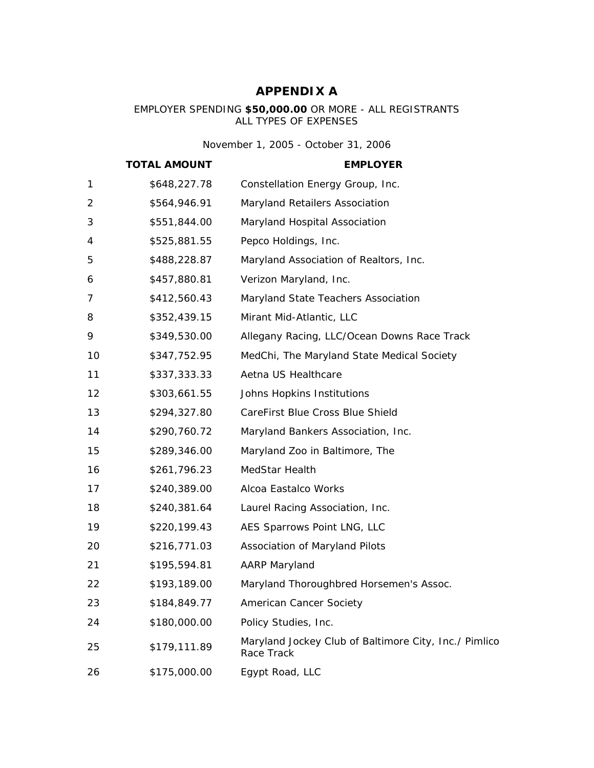# APPENDIX A

EMPLOYER SPENDING **$50,000.00** OR MORE - ALL REGISTRANTS
ALL TYPES OF EXPENSES

November 1, 2005 - October 31, 2006

| | TOTAL AMOUNT | EMPLOYER |
|---|---|---|
| 1 | $648,227.78 | Constellation Energy Group, Inc. |
| 2 | $564,946.91 | Maryland Retailers Association |
| 3 | $551,844.00 | Maryland Hospital Association |
| 4 | $525,881.55 | Pepco Holdings, Inc. |
| 5 | $488,228.87 | Maryland Association of Realtors, Inc. |
| 6 | $457,880.81 | Verizon Maryland, Inc. |
| 7 | $412,560.43 | Maryland State Teachers Association |
| 8 | $352,439.15 | Mirant Mid-Atlantic, LLC |
| 9 | $349,530.00 | Allegany Racing, LLC/Ocean Downs Race Track |
| 10 | $347,752.95 | MedChi, The Maryland State Medical Society |
| 11 | $337,333.33 | Aetna US Healthcare |
| 12 | $303,661.55 | Johns Hopkins Institutions |
| 13 | $294,327.80 | CareFirst Blue Cross Blue Shield |
| 14 | $290,760.72 | Maryland Bankers Association, Inc. |
| 15 | $289,346.00 | Maryland Zoo in Baltimore, The |
| 16 | $261,796.23 | MedStar Health |
| 17 | $240,389.00 | Alcoa Eastalco Works |
| 18 | $240,381.64 | Laurel Racing Association, Inc. |
| 19 | $220,199.43 | AES Sparrows Point LNG, LLC |
| 20 | $216,771.03 | Association of Maryland Pilots |
| 21 | $195,594.81 | AARP Maryland |
| 22 | $193,189.00 | Maryland Thoroughbred Horsemen's Assoc. |
| 23 | $184,849.77 | American Cancer Society |
| 24 | $180,000.00 | Policy Studies, Inc. |
| 25 | $179,111.89 | Maryland Jockey Club of Baltimore City, Inc./ Pimlico Race Track |
| 26 | $175,000.00 | Egypt Road, LLC |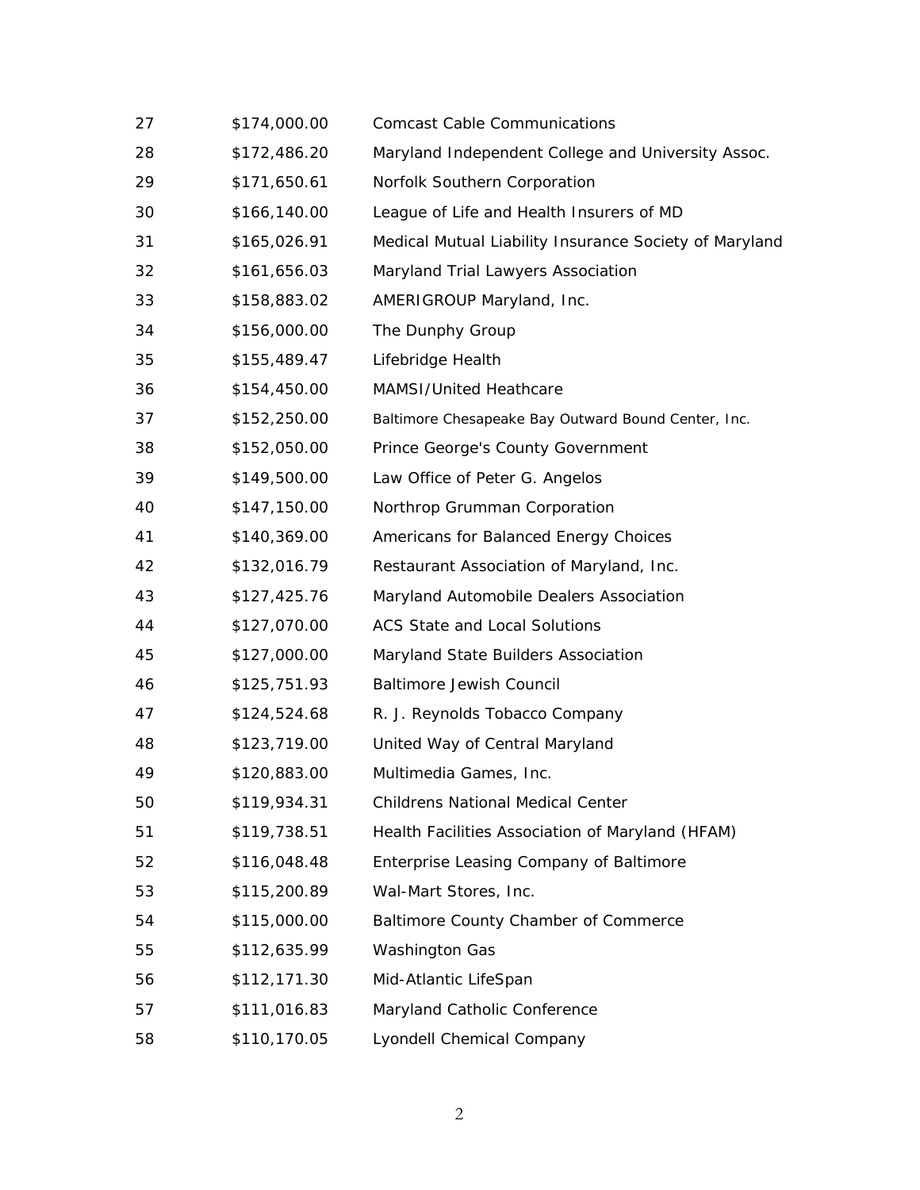| | | |
|---|---|---|
| 27 | $174,000.00 | Comcast Cable Communications |
| 28 | $172,486.20 | Maryland Independent College and University Assoc. |
| 29 | $171,650.61 | Norfolk Southern Corporation |
| 30 | $166,140.00 | League of Life and Health Insurers of MD |
| 31 | $165,026.91 | Medical Mutual Liability Insurance Society of Maryland |
| 32 | $161,656.03 | Maryland Trial Lawyers Association |
| 33 | $158,883.02 | AMERIGROUP Maryland, Inc. |
| 34 | $156,000.00 | The Dunphy Group |
| 35 | $155,489.47 | Lifebridge Health |
| 36 | $154,450.00 | MAMSI/United Heathcare |
| 37 | $152,250.00 | Baltimore Chesapeake Bay Outward Bound Center, Inc. |
| 38 | $152,050.00 | Prince George's County Government |
| 39 | $149,500.00 | Law Office of Peter G. Angelos |
| 40 | $147,150.00 | Northrop Grumman Corporation |
| 41 | $140,369.00 | Americans for Balanced Energy Choices |
| 42 | $132,016.79 | Restaurant Association of Maryland, Inc. |
| 43 | $127,425.76 | Maryland Automobile Dealers Association |
| 44 | $127,070.00 | ACS State and Local Solutions |
| 45 | $127,000.00 | Maryland State Builders Association |
| 46 | $125,751.93 | Baltimore Jewish Council |
| 47 | $124,524.68 | R. J. Reynolds Tobacco Company |
| 48 | $123,719.00 | United Way of Central Maryland |
| 49 | $120,883.00 | Multimedia Games, Inc. |
| 50 | $119,934.31 | Childrens National Medical Center |
| 51 | $119,738.51 | Health Facilities Association of Maryland (HFAM) |
| 52 | $116,048.48 | Enterprise Leasing Company of Baltimore |
| 53 | $115,200.89 | Wal-Mart Stores, Inc. |
| 54 | $115,000.00 | Baltimore County Chamber of Commerce |
| 55 | $112,635.99 | Washington Gas |
| 56 | $112,171.30 | Mid-Atlantic LifeSpan |
| 57 | $111,016.83 | Maryland Catholic Conference |
| 58 | $110,170.05 | Lyondell Chemical Company |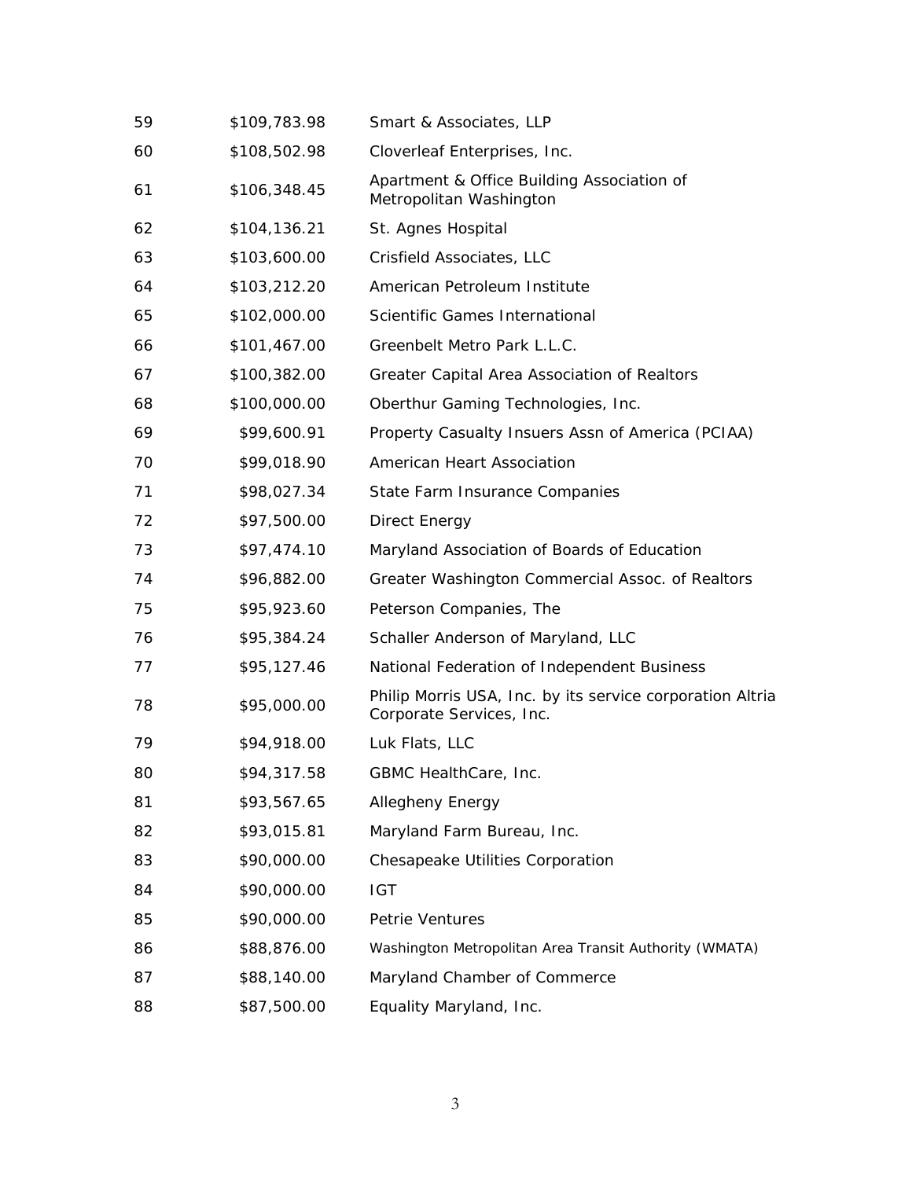| | | |
|---|---|---|
| 59 | $109,783.98 | Smart & Associates, LLP |
| 60 | $108,502.98 | Cloverleaf Enterprises, Inc. |
| 61 | $106,348.45 | Apartment & Office Building Association of Metropolitan Washington |
| 62 | $104,136.21 | St. Agnes Hospital |
| 63 | $103,600.00 | Crisfield Associates, LLC |
| 64 | $103,212.20 | American Petroleum Institute |
| 65 | $102,000.00 | Scientific Games International |
| 66 | $101,467.00 | Greenbelt Metro Park L.L.C. |
| 67 | $100,382.00 | Greater Capital Area Association of Realtors |
| 68 | $100,000.00 | Oberthur Gaming Technologies, Inc. |
| 69 | $99,600.91 | Property Casualty Insuers Assn of America (PCIAA) |
| 70 | $99,018.90 | American Heart Association |
| 71 | $98,027.34 | State Farm Insurance Companies |
| 72 | $97,500.00 | Direct Energy |
| 73 | $97,474.10 | Maryland Association of Boards of Education |
| 74 | $96,882.00 | Greater Washington Commercial Assoc. of Realtors |
| 75 | $95,923.60 | Peterson Companies, The |
| 76 | $95,384.24 | Schaller Anderson of Maryland, LLC |
| 77 | $95,127.46 | National Federation of Independent Business |
| 78 | $95,000.00 | Philip Morris USA, Inc. by its service corporation Altria Corporate Services, Inc. |
| 79 | $94,918.00 | Luk Flats, LLC |
| 80 | $94,317.58 | GBMC HealthCare, Inc. |
| 81 | $93,567.65 | Allegheny Energy |
| 82 | $93,015.81 | Maryland Farm Bureau, Inc. |
| 83 | $90,000.00 | Chesapeake Utilities Corporation |
| 84 | $90,000.00 | IGT |
| 85 | $90,000.00 | Petrie Ventures |
| 86 | $88,876.00 | Washington Metropolitan Area Transit Authority (WMATA) |
| 87 | $88,140.00 | Maryland Chamber of Commerce |
| 88 | $87,500.00 | Equality Maryland, Inc. |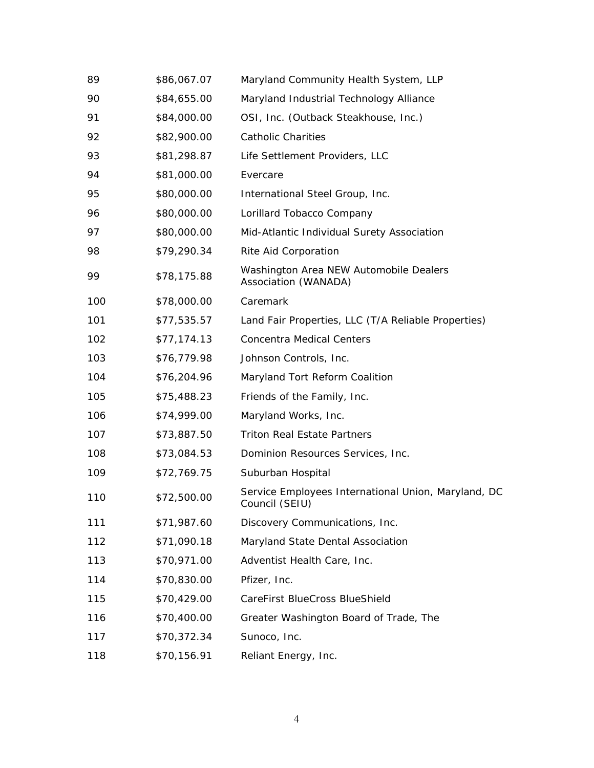| | | |
|---|---|---|
| 89 | $86,067.07 | Maryland Community Health System, LLP |
| 90 | $84,655.00 | Maryland Industrial Technology Alliance |
| 91 | $84,000.00 | OSI, Inc. (Outback Steakhouse, Inc.) |
| 92 | $82,900.00 | Catholic Charities |
| 93 | $81,298.87 | Life Settlement Providers, LLC |
| 94 | $81,000.00 | Evercare |
| 95 | $80,000.00 | International Steel Group, Inc. |
| 96 | $80,000.00 | Lorillard Tobacco Company |
| 97 | $80,000.00 | Mid-Atlantic Individual Surety Association |
| 98 | $79,290.34 | Rite Aid Corporation |
| 99 | $78,175.88 | Washington Area NEW Automobile Dealers Association (WANADA) |
| 100 | $78,000.00 | Caremark |
| 101 | $77,535.57 | Land Fair Properties, LLC (T/A Reliable Properties) |
| 102 | $77,174.13 | Concentra Medical Centers |
| 103 | $76,779.98 | Johnson Controls, Inc. |
| 104 | $76,204.96 | Maryland Tort Reform Coalition |
| 105 | $75,488.23 | Friends of the Family, Inc. |
| 106 | $74,999.00 | Maryland Works, Inc. |
| 107 | $73,887.50 | Triton Real Estate Partners |
| 108 | $73,084.53 | Dominion Resources Services, Inc. |
| 109 | $72,769.75 | Suburban Hospital |
| 110 | $72,500.00 | Service Employees International Union, Maryland, DC Council (SEIU) |
| 111 | $71,987.60 | Discovery Communications, Inc. |
| 112 | $71,090.18 | Maryland State Dental Association |
| 113 | $70,971.00 | Adventist Health Care, Inc. |
| 114 | $70,830.00 | Pfizer, Inc. |
| 115 | $70,429.00 | CareFirst BlueCross BlueShield |
| 116 | $70,400.00 | Greater Washington Board of Trade, The |
| 117 | $70,372.34 | Sunoco, Inc. |
| 118 | $70,156.91 | Reliant Energy, Inc. |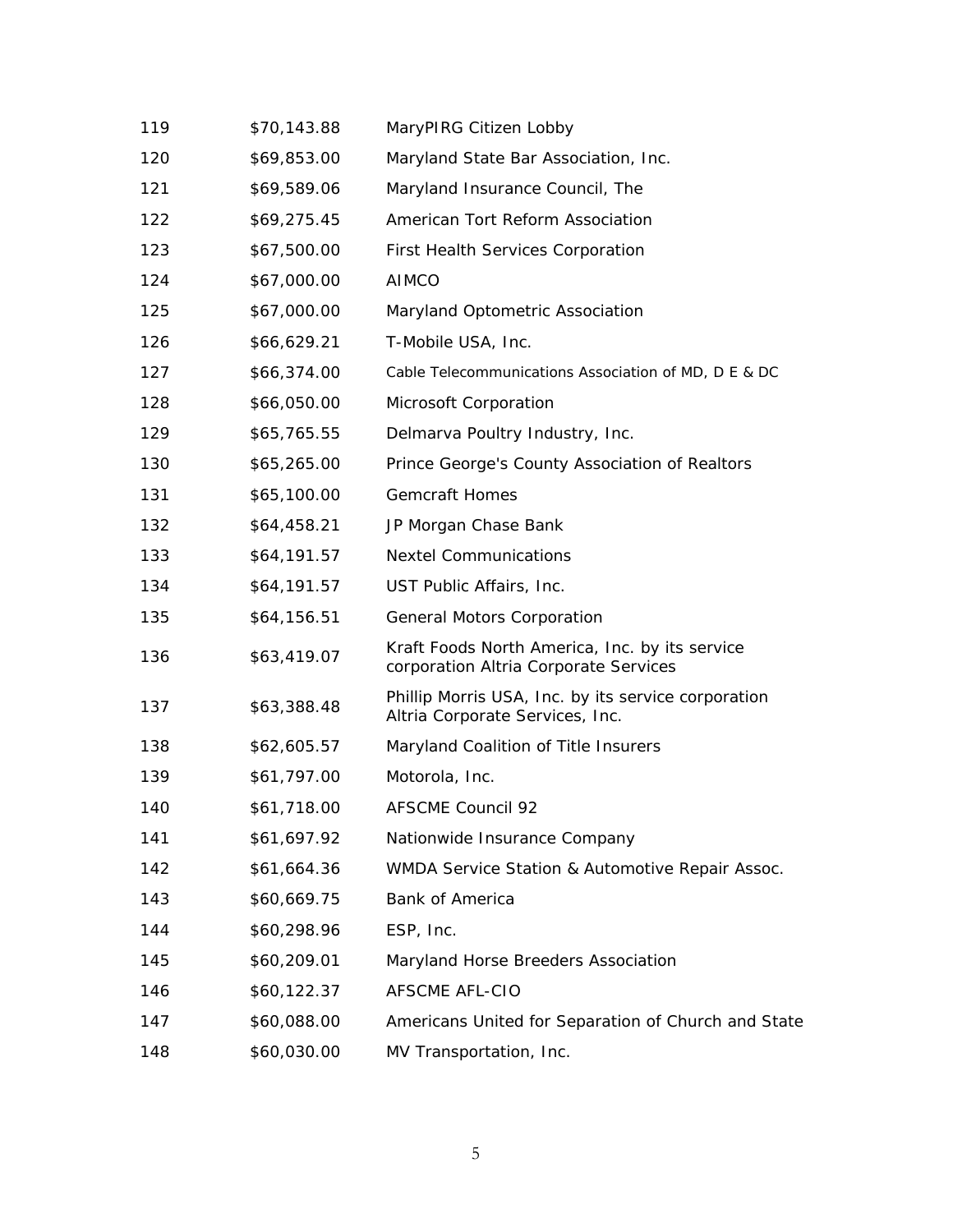| | | |
|---|---|---|
| 119 | $70,143.88 | MaryPIRG Citizen Lobby |
| 120 | $69,853.00 | Maryland State Bar Association, Inc. |
| 121 | $69,589.06 | Maryland Insurance Council, The |
| 122 | $69,275.45 | American Tort Reform Association |
| 123 | $67,500.00 | First Health Services Corporation |
| 124 | $67,000.00 | AIMCO |
| 125 | $67,000.00 | Maryland Optometric Association |
| 126 | $66,629.21 | T-Mobile USA, Inc. |
| 127 | $66,374.00 | Cable Telecommunications Association of MD, D E & DC |
| 128 | $66,050.00 | Microsoft Corporation |
| 129 | $65,765.55 | Delmarva Poultry Industry, Inc. |
| 130 | $65,265.00 | Prince George's County Association of Realtors |
| 131 | $65,100.00 | Gemcraft Homes |
| 132 | $64,458.21 | JP Morgan Chase Bank |
| 133 | $64,191.57 | Nextel Communications |
| 134 | $64,191.57 | UST Public Affairs, Inc. |
| 135 | $64,156.51 | General Motors Corporation |
| 136 | $63,419.07 | Kraft Foods North America, Inc. by its service corporation Altria Corporate Services |
| 137 | $63,388.48 | Phillip Morris USA, Inc. by its service corporation Altria Corporate Services, Inc. |
| 138 | $62,605.57 | Maryland Coalition of Title Insurers |
| 139 | $61,797.00 | Motorola, Inc. |
| 140 | $61,718.00 | AFSCME Council 92 |
| 141 | $61,697.92 | Nationwide Insurance Company |
| 142 | $61,664.36 | WMDA Service Station & Automotive Repair Assoc. |
| 143 | $60,669.75 | Bank of America |
| 144 | $60,298.96 | ESP, Inc. |
| 145 | $60,209.01 | Maryland Horse Breeders Association |
| 146 | $60,122.37 | AFSCME AFL-CIO |
| 147 | $60,088.00 | Americans United for Separation of Church and State |
| 148 | $60,030.00 | MV Transportation, Inc. |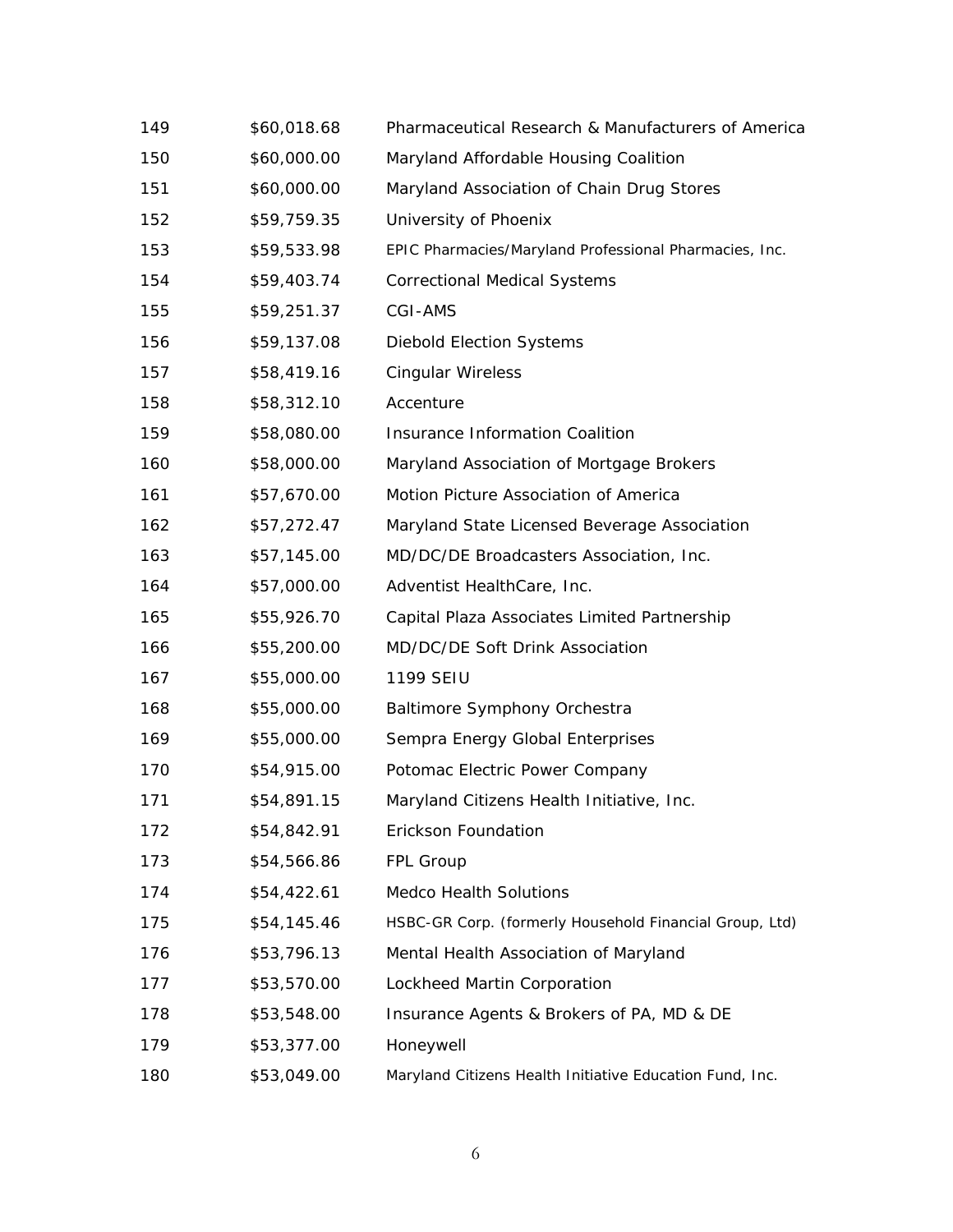| | | |
|---|---|---|
| 149 | $60,018.68 | Pharmaceutical Research & Manufacturers of America |
| 150 | $60,000.00 | Maryland Affordable Housing Coalition |
| 151 | $60,000.00 | Maryland Association of Chain Drug Stores |
| 152 | $59,759.35 | University of Phoenix |
| 153 | $59,533.98 | EPIC Pharmacies/Maryland Professional Pharmacies, Inc. |
| 154 | $59,403.74 | Correctional Medical Systems |
| 155 | $59,251.37 | CGI-AMS |
| 156 | $59,137.08 | Diebold Election Systems |
| 157 | $58,419.16 | Cingular Wireless |
| 158 | $58,312.10 | Accenture |
| 159 | $58,080.00 | Insurance Information Coalition |
| 160 | $58,000.00 | Maryland Association of Mortgage Brokers |
| 161 | $57,670.00 | Motion Picture Association of America |
| 162 | $57,272.47 | Maryland State Licensed Beverage Association |
| 163 | $57,145.00 | MD/DC/DE Broadcasters Association, Inc. |
| 164 | $57,000.00 | Adventist HealthCare, Inc. |
| 165 | $55,926.70 | Capital Plaza Associates Limited Partnership |
| 166 | $55,200.00 | MD/DC/DE Soft Drink Association |
| 167 | $55,000.00 | 1199 SEIU |
| 168 | $55,000.00 | Baltimore Symphony Orchestra |
| 169 | $55,000.00 | Sempra Energy Global Enterprises |
| 170 | $54,915.00 | Potomac Electric Power Company |
| 171 | $54,891.15 | Maryland Citizens Health Initiative, Inc. |
| 172 | $54,842.91 | Erickson Foundation |
| 173 | $54,566.86 | FPL Group |
| 174 | $54,422.61 | Medco Health Solutions |
| 175 | $54,145.46 | HSBC-GR Corp. (formerly Household Financial Group, Ltd) |
| 176 | $53,796.13 | Mental Health Association of Maryland |
| 177 | $53,570.00 | Lockheed Martin Corporation |
| 178 | $53,548.00 | Insurance Agents & Brokers of PA, MD & DE |
| 179 | $53,377.00 | Honeywell |
| 180 | $53,049.00 | Maryland Citizens Health Initiative Education Fund, Inc. |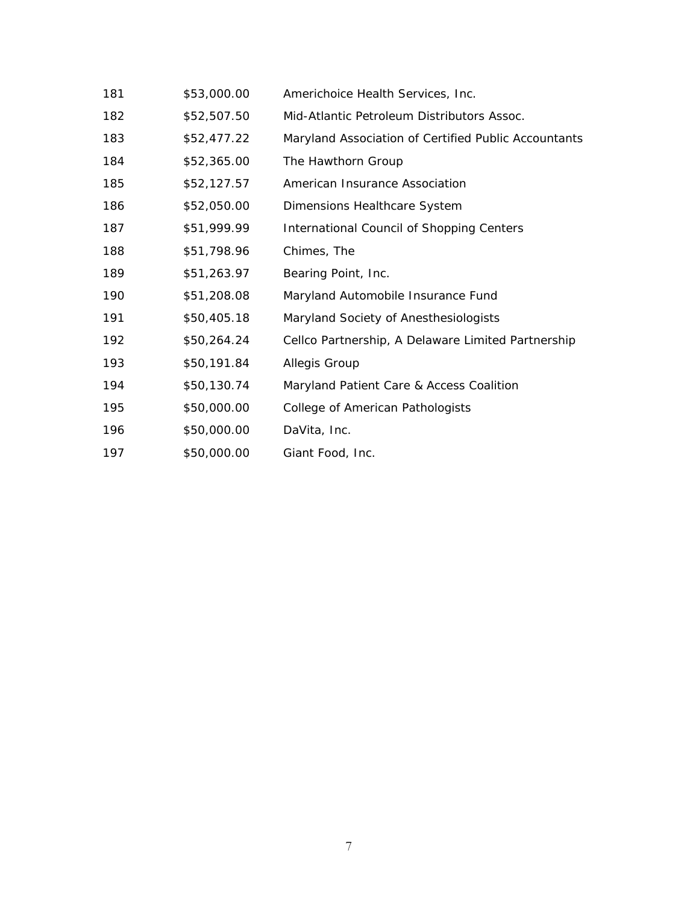| | | |
|---|---|---|
| 181 | $53,000.00 | Americhoice Health Services, Inc. |
| 182 | $52,507.50 | Mid-Atlantic Petroleum Distributors Assoc. |
| 183 | $52,477.22 | Maryland Association of Certified Public Accountants |
| 184 | $52,365.00 | The Hawthorn Group |
| 185 | $52,127.57 | American Insurance Association |
| 186 | $52,050.00 | Dimensions Healthcare System |
| 187 | $51,999.99 | International Council of Shopping Centers |
| 188 | $51,798.96 | Chimes, The |
| 189 | $51,263.97 | Bearing Point, Inc. |
| 190 | $51,208.08 | Maryland Automobile Insurance Fund |
| 191 | $50,405.18 | Maryland Society of Anesthesiologists |
| 192 | $50,264.24 | Cellco Partnership, A Delaware Limited Partnership |
| 193 | $50,191.84 | Allegis Group |
| 194 | $50,130.74 | Maryland Patient Care & Access Coalition |
| 195 | $50,000.00 | College of American Pathologists |
| 196 | $50,000.00 | DaVita, Inc. |
| 197 | $50,000.00 | Giant Food, Inc. |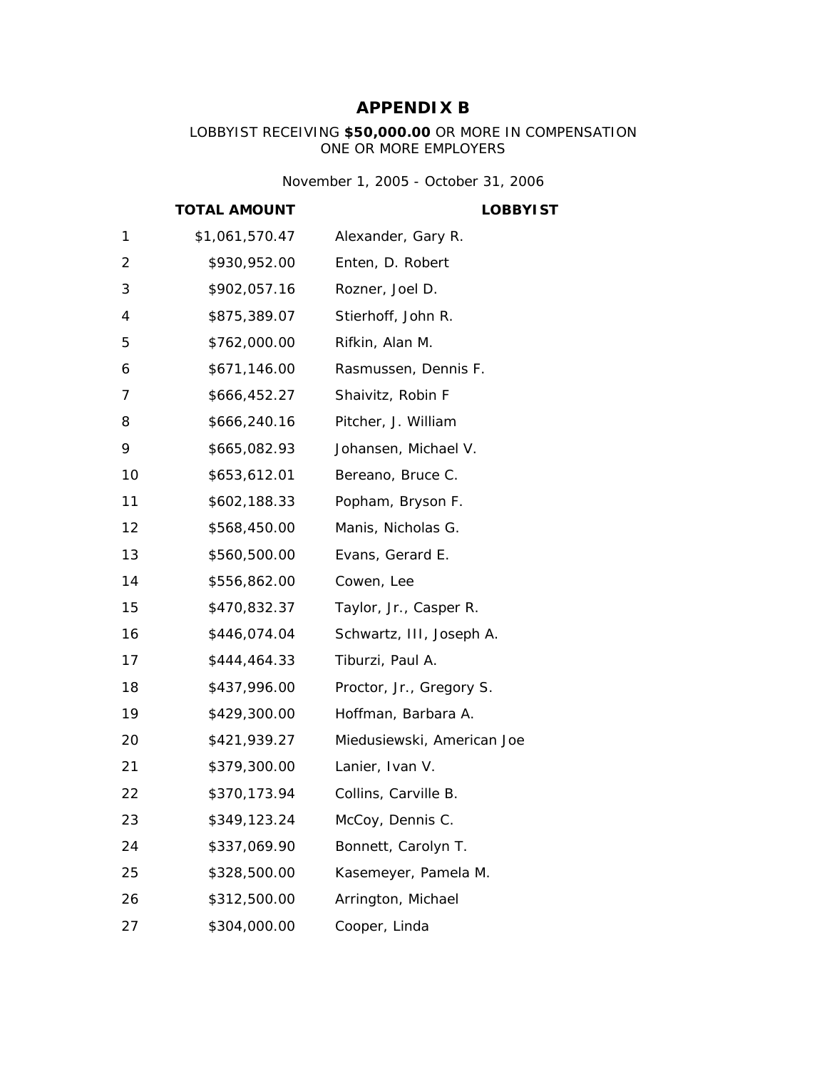# APPENDIX B

LOBBYIST RECEIVING **$50,000.00** OR MORE IN COMPENSATION
ONE OR MORE EMPLOYERS

November 1, 2005 - October 31, 2006

| | TOTAL AMOUNT | LOBBYIST |
|---|---|---|
| 1 | $1,061,570.47 | Alexander, Gary R. |
| 2 | $930,952.00 | Enten, D. Robert |
| 3 | $902,057.16 | Rozner, Joel D. |
| 4 | $875,389.07 | Stierhoff, John R. |
| 5 | $762,000.00 | Rifkin, Alan M. |
| 6 | $671,146.00 | Rasmussen, Dennis F. |
| 7 | $666,452.27 | Shaivitz, Robin F |
| 8 | $666,240.16 | Pitcher, J. William |
| 9 | $665,082.93 | Johansen, Michael V. |
| 10 | $653,612.01 | Bereano, Bruce C. |
| 11 | $602,188.33 | Popham, Bryson F. |
| 12 | $568,450.00 | Manis, Nicholas G. |
| 13 | $560,500.00 | Evans, Gerard E. |
| 14 | $556,862.00 | Cowen, Lee |
| 15 | $470,832.37 | Taylor, Jr., Casper R. |
| 16 | $446,074.04 | Schwartz, III, Joseph A. |
| 17 | $444,464.33 | Tiburzi, Paul A. |
| 18 | $437,996.00 | Proctor, Jr., Gregory S. |
| 19 | $429,300.00 | Hoffman, Barbara A. |
| 20 | $421,939.27 | Miedusiewski, American Joe |
| 21 | $379,300.00 | Lanier, Ivan V. |
| 22 | $370,173.94 | Collins, Carville B. |
| 23 | $349,123.24 | McCoy, Dennis C. |
| 24 | $337,069.90 | Bonnett, Carolyn T. |
| 25 | $328,500.00 | Kasemeyer, Pamela M. |
| 26 | $312,500.00 | Arrington, Michael |
| 27 | $304,000.00 | Cooper, Linda |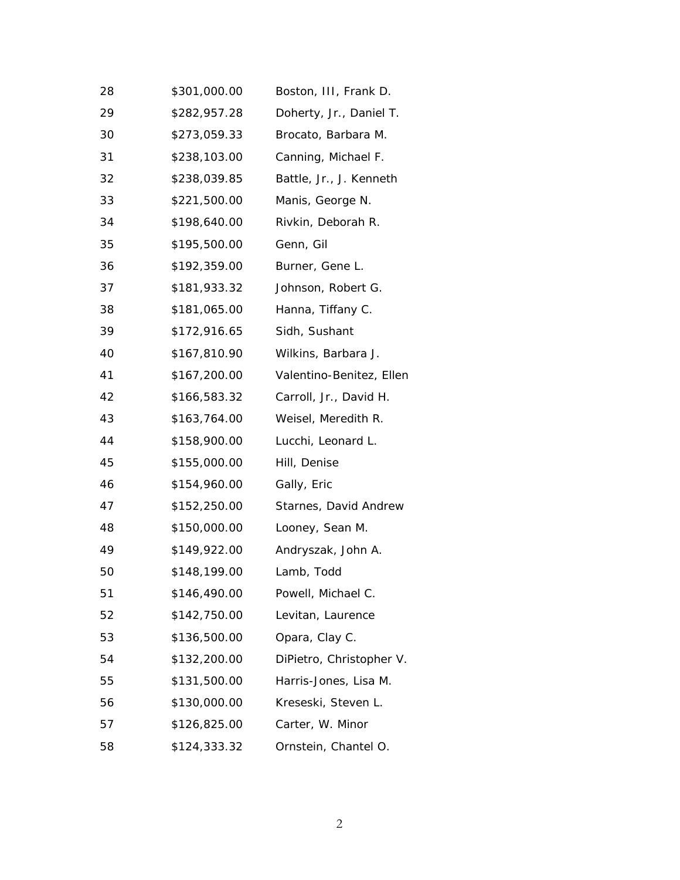| | | |
|---|---|---|
| 28 | $301,000.00 | Boston, III, Frank D. |
| 29 | $282,957.28 | Doherty, Jr., Daniel T. |
| 30 | $273,059.33 | Brocato, Barbara M. |
| 31 | $238,103.00 | Canning, Michael F. |
| 32 | $238,039.85 | Battle, Jr., J. Kenneth |
| 33 | $221,500.00 | Manis, George N. |
| 34 | $198,640.00 | Rivkin, Deborah R. |
| 35 | $195,500.00 | Genn, Gil |
| 36 | $192,359.00 | Burner, Gene L. |
| 37 | $181,933.32 | Johnson, Robert G. |
| 38 | $181,065.00 | Hanna, Tiffany C. |
| 39 | $172,916.65 | Sidh, Sushant |
| 40 | $167,810.90 | Wilkins, Barbara J. |
| 41 | $167,200.00 | Valentino-Benitez, Ellen |
| 42 | $166,583.32 | Carroll, Jr., David H. |
| 43 | $163,764.00 | Weisel, Meredith R. |
| 44 | $158,900.00 | Lucchi, Leonard L. |
| 45 | $155,000.00 | Hill, Denise |
| 46 | $154,960.00 | Gally, Eric |
| 47 | $152,250.00 | Starnes, David Andrew |
| 48 | $150,000.00 | Looney, Sean M. |
| 49 | $149,922.00 | Andryszak, John A. |
| 50 | $148,199.00 | Lamb, Todd |
| 51 | $146,490.00 | Powell, Michael C. |
| 52 | $142,750.00 | Levitan, Laurence |
| 53 | $136,500.00 | Opara, Clay C. |
| 54 | $132,200.00 | DiPietro, Christopher V. |
| 55 | $131,500.00 | Harris-Jones, Lisa M. |
| 56 | $130,000.00 | Kreseski, Steven L. |
| 57 | $126,825.00 | Carter, W. Minor |
| 58 | $124,333.32 | Ornstein, Chantel O. |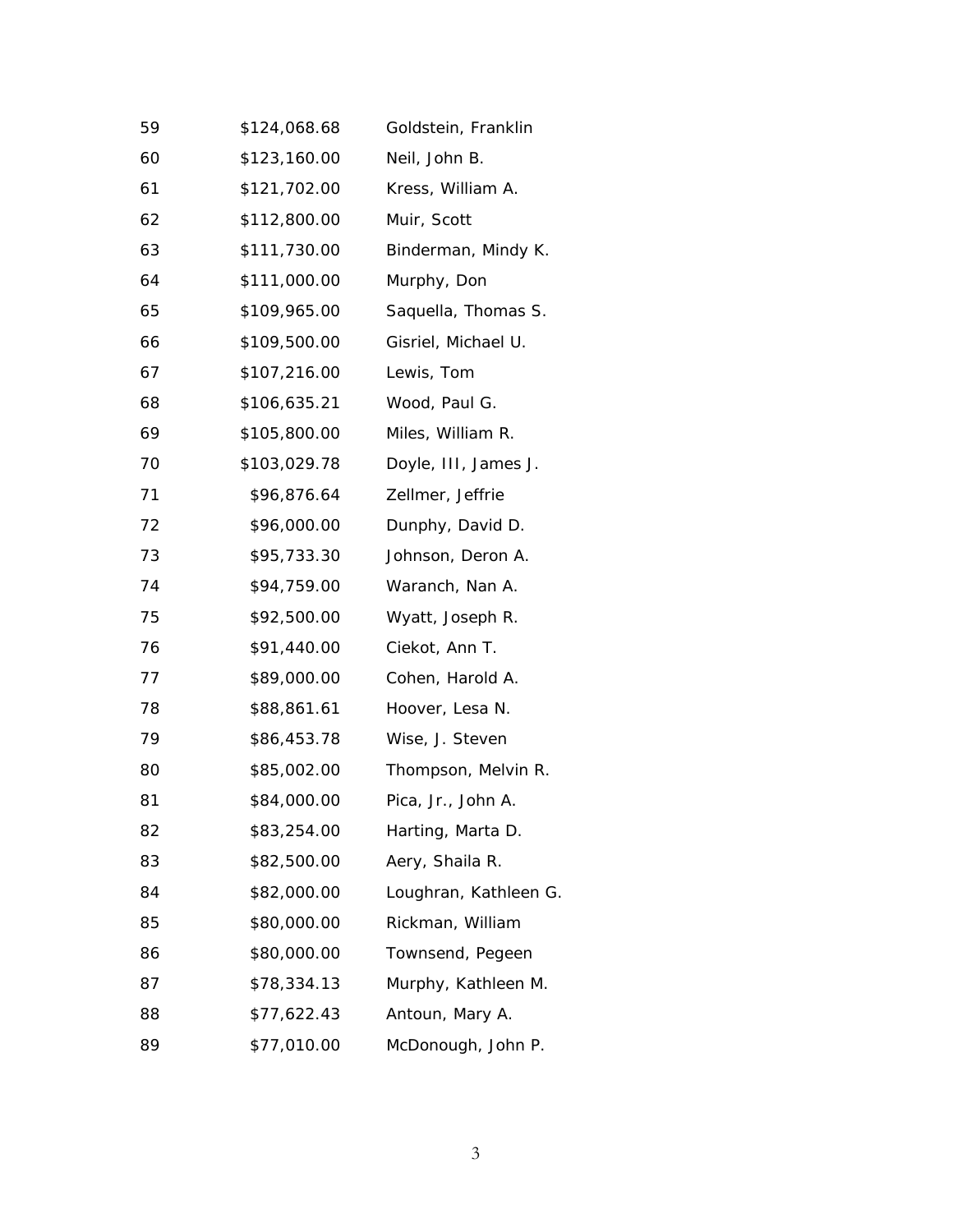| | | |
|---|---|---|
| 59 | $124,068.68 | Goldstein, Franklin |
| 60 | $123,160.00 | Neil, John B. |
| 61 | $121,702.00 | Kress, William A. |
| 62 | $112,800.00 | Muir, Scott |
| 63 | $111,730.00 | Binderman, Mindy K. |
| 64 | $111,000.00 | Murphy, Don |
| 65 | $109,965.00 | Saquella, Thomas S. |
| 66 | $109,500.00 | Gisriel, Michael U. |
| 67 | $107,216.00 | Lewis, Tom |
| 68 | $106,635.21 | Wood, Paul G. |
| 69 | $105,800.00 | Miles, William R. |
| 70 | $103,029.78 | Doyle, III, James J. |
| 71 | $96,876.64 | Zellmer, Jeffrie |
| 72 | $96,000.00 | Dunphy, David D. |
| 73 | $95,733.30 | Johnson, Deron A. |
| 74 | $94,759.00 | Waranch, Nan A. |
| 75 | $92,500.00 | Wyatt, Joseph R. |
| 76 | $91,440.00 | Ciekot, Ann T. |
| 77 | $89,000.00 | Cohen, Harold A. |
| 78 | $88,861.61 | Hoover, Lesa N. |
| 79 | $86,453.78 | Wise, J. Steven |
| 80 | $85,002.00 | Thompson, Melvin R. |
| 81 | $84,000.00 | Pica, Jr., John A. |
| 82 | $83,254.00 | Harting, Marta D. |
| 83 | $82,500.00 | Aery, Shaila R. |
| 84 | $82,000.00 | Loughran, Kathleen G. |
| 85 | $80,000.00 | Rickman, William |
| 86 | $80,000.00 | Townsend, Pegeen |
| 87 | $78,334.13 | Murphy, Kathleen M. |
| 88 | $77,622.43 | Antoun, Mary A. |
| 89 | $77,010.00 | McDonough, John P. |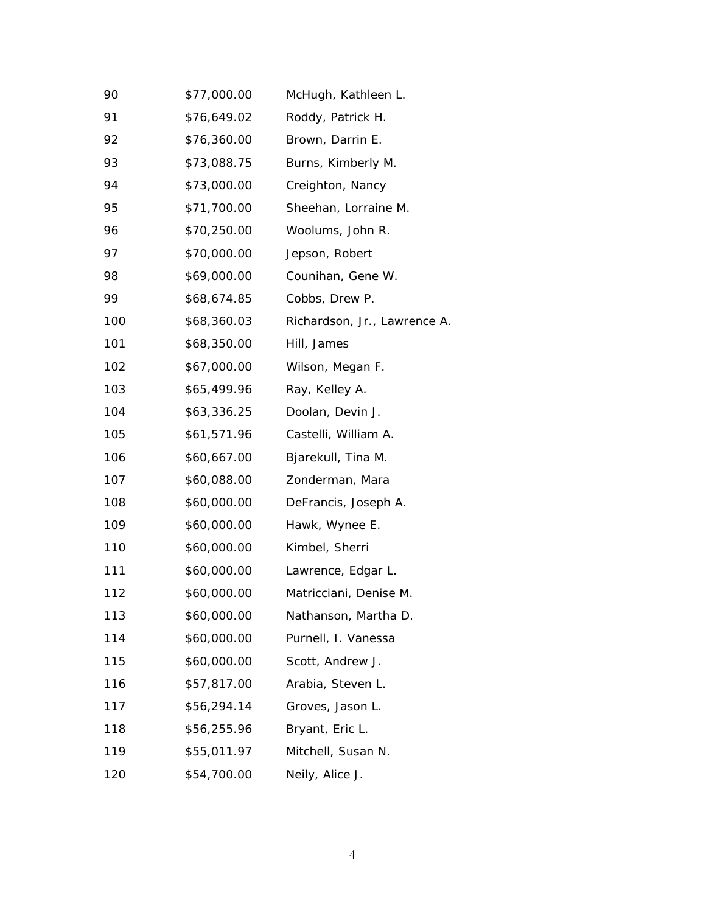| | | |
|---|---|---|
| 90 | $77,000.00 | McHugh, Kathleen L. |
| 91 | $76,649.02 | Roddy, Patrick H. |
| 92 | $76,360.00 | Brown, Darrin E. |
| 93 | $73,088.75 | Burns, Kimberly M. |
| 94 | $73,000.00 | Creighton, Nancy |
| 95 | $71,700.00 | Sheehan, Lorraine M. |
| 96 | $70,250.00 | Woolums, John R. |
| 97 | $70,000.00 | Jepson, Robert |
| 98 | $69,000.00 | Counihan, Gene W. |
| 99 | $68,674.85 | Cobbs, Drew P. |
| 100 | $68,360.03 | Richardson, Jr., Lawrence A. |
| 101 | $68,350.00 | Hill, James |
| 102 | $67,000.00 | Wilson, Megan F. |
| 103 | $65,499.96 | Ray, Kelley A. |
| 104 | $63,336.25 | Doolan, Devin J. |
| 105 | $61,571.96 | Castelli, William A. |
| 106 | $60,667.00 | Bjarekull, Tina M. |
| 107 | $60,088.00 | Zonderman, Mara |
| 108 | $60,000.00 | DeFrancis, Joseph A. |
| 109 | $60,000.00 | Hawk, Wynee E. |
| 110 | $60,000.00 | Kimbel, Sherri |
| 111 | $60,000.00 | Lawrence, Edgar L. |
| 112 | $60,000.00 | Matricciani, Denise M. |
| 113 | $60,000.00 | Nathanson, Martha D. |
| 114 | $60,000.00 | Purnell, I. Vanessa |
| 115 | $60,000.00 | Scott, Andrew J. |
| 116 | $57,817.00 | Arabia, Steven L. |
| 117 | $56,294.14 | Groves, Jason L. |
| 118 | $56,255.96 | Bryant, Eric L. |
| 119 | $55,011.97 | Mitchell, Susan N. |
| 120 | $54,700.00 | Neily, Alice J. |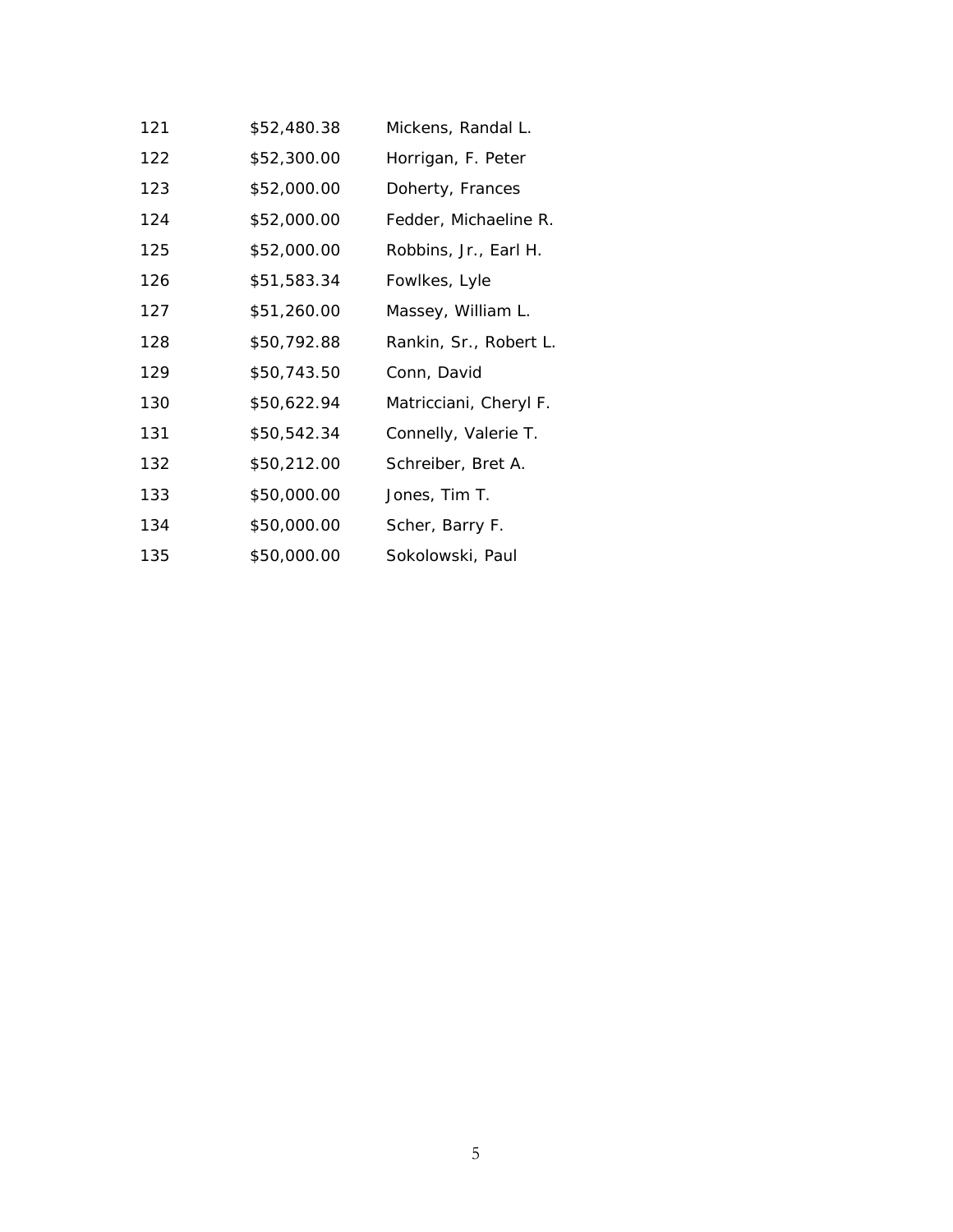| | | |
|---|---|---|
| 121 | $52,480.38 | Mickens, Randal L. |
| 122 | $52,300.00 | Horrigan, F. Peter |
| 123 | $52,000.00 | Doherty, Frances |
| 124 | $52,000.00 | Fedder, Michaeline R. |
| 125 | $52,000.00 | Robbins, Jr., Earl H. |
| 126 | $51,583.34 | Fowlkes, Lyle |
| 127 | $51,260.00 | Massey, William L. |
| 128 | $50,792.88 | Rankin, Sr., Robert L. |
| 129 | $50,743.50 | Conn, David |
| 130 | $50,622.94 | Matricciani, Cheryl F. |
| 131 | $50,542.34 | Connelly, Valerie T. |
| 132 | $50,212.00 | Schreiber, Bret A. |
| 133 | $50,000.00 | Jones, Tim T. |
| 134 | $50,000.00 | Scher, Barry F. |
| 135 | $50,000.00 | Sokolowski, Paul |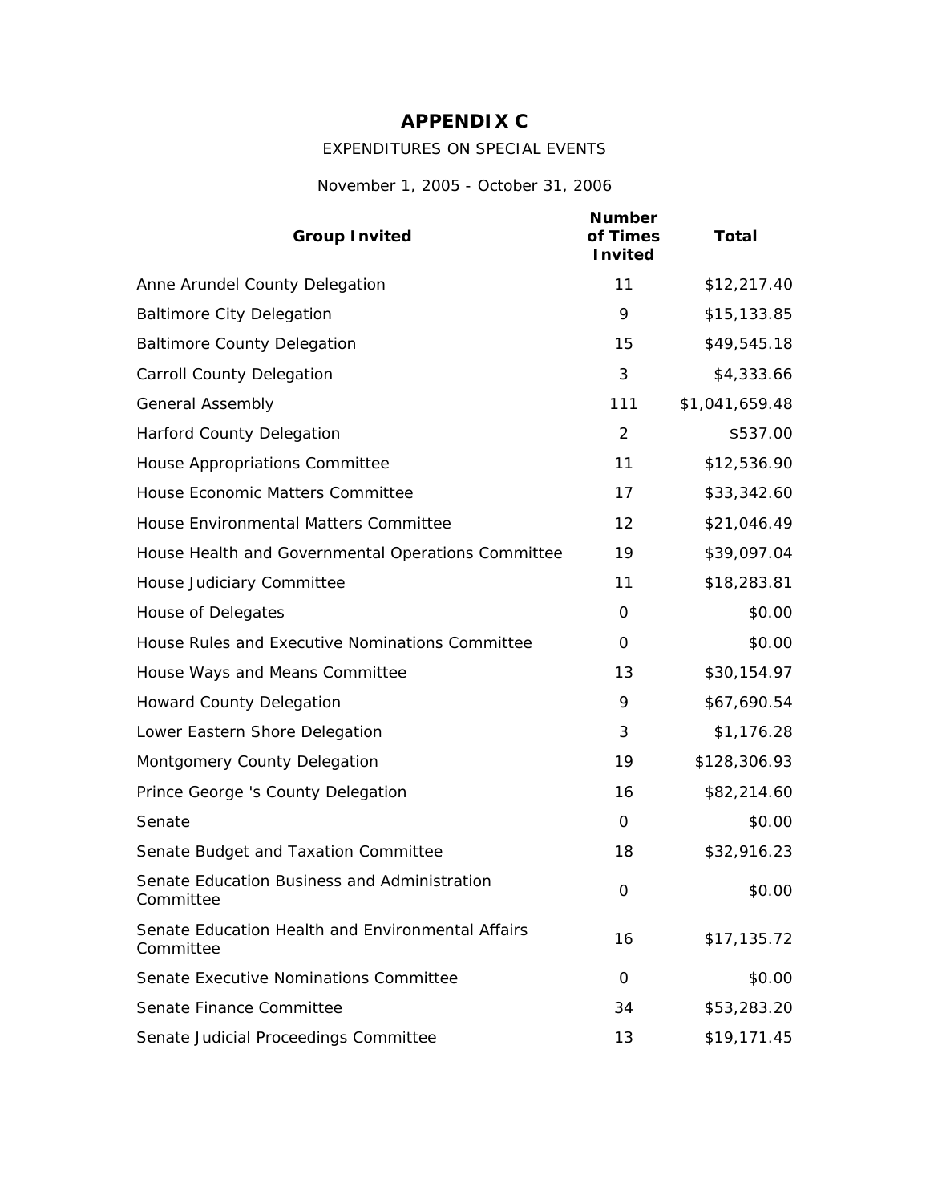# APPENDIX C

EXPENDITURES ON SPECIAL EVENTS

November 1, 2005 - October 31, 2006

| Group Invited | Number of Times Invited | Total |
|---|---|---|
| Anne Arundel County Delegation | 11 | $12,217.40 |
| Baltimore City Delegation | 9 | $15,133.85 |
| Baltimore County Delegation | 15 | $49,545.18 |
| Carroll County Delegation | 3 | $4,333.66 |
| General Assembly | 111 | $1,041,659.48 |
| Harford County Delegation | 2 | $537.00 |
| House Appropriations Committee | 11 | $12,536.90 |
| House Economic Matters Committee | 17 | $33,342.60 |
| House Environmental Matters Committee | 12 | $21,046.49 |
| House Health and Governmental Operations Committee | 19 | $39,097.04 |
| House Judiciary Committee | 11 | $18,283.81 |
| House of Delegates | 0 | $0.00 |
| House Rules and Executive Nominations Committee | 0 | $0.00 |
| House Ways and Means Committee | 13 | $30,154.97 |
| Howard County Delegation | 9 | $67,690.54 |
| Lower Eastern Shore Delegation | 3 | $1,176.28 |
| Montgomery County Delegation | 19 | $128,306.93 |
| Prince George 's County Delegation | 16 | $82,214.60 |
| Senate | 0 | $0.00 |
| Senate Budget and Taxation Committee | 18 | $32,916.23 |
| Senate Education Business and Administration Committee | 0 | $0.00 |
| Senate Education Health and Environmental Affairs Committee | 16 | $17,135.72 |
| Senate Executive Nominations Committee | 0 | $0.00 |
| Senate Finance Committee | 34 | $53,283.20 |
| Senate Judicial Proceedings Committee | 13 | $19,171.45 |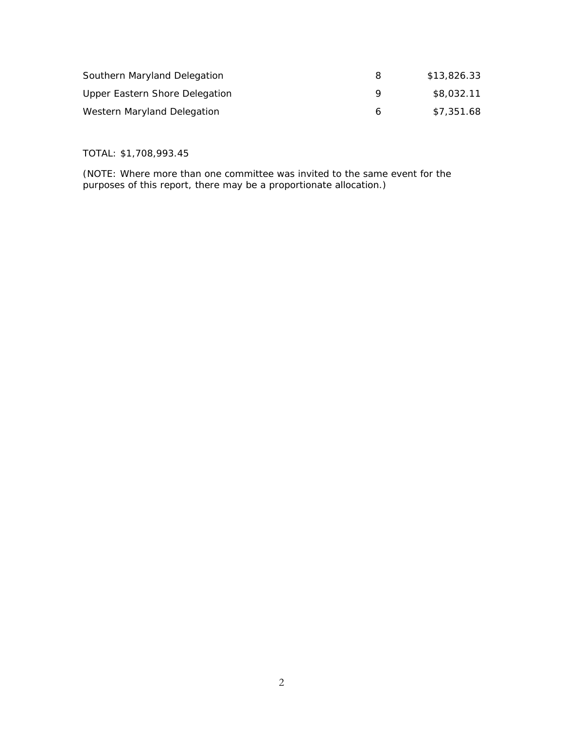| | | |
|---|---|---|
| Southern Maryland Delegation | 8 | $13,826.33 |
| Upper Eastern Shore Delegation | 9 | $8,032.11 |
| Western Maryland Delegation | 6 | $7,351.68 |

TOTAL: $1,708,993.45

(NOTE: Where more than one committee was invited to the same event for the purposes of this report, there may be a proportionate allocation.)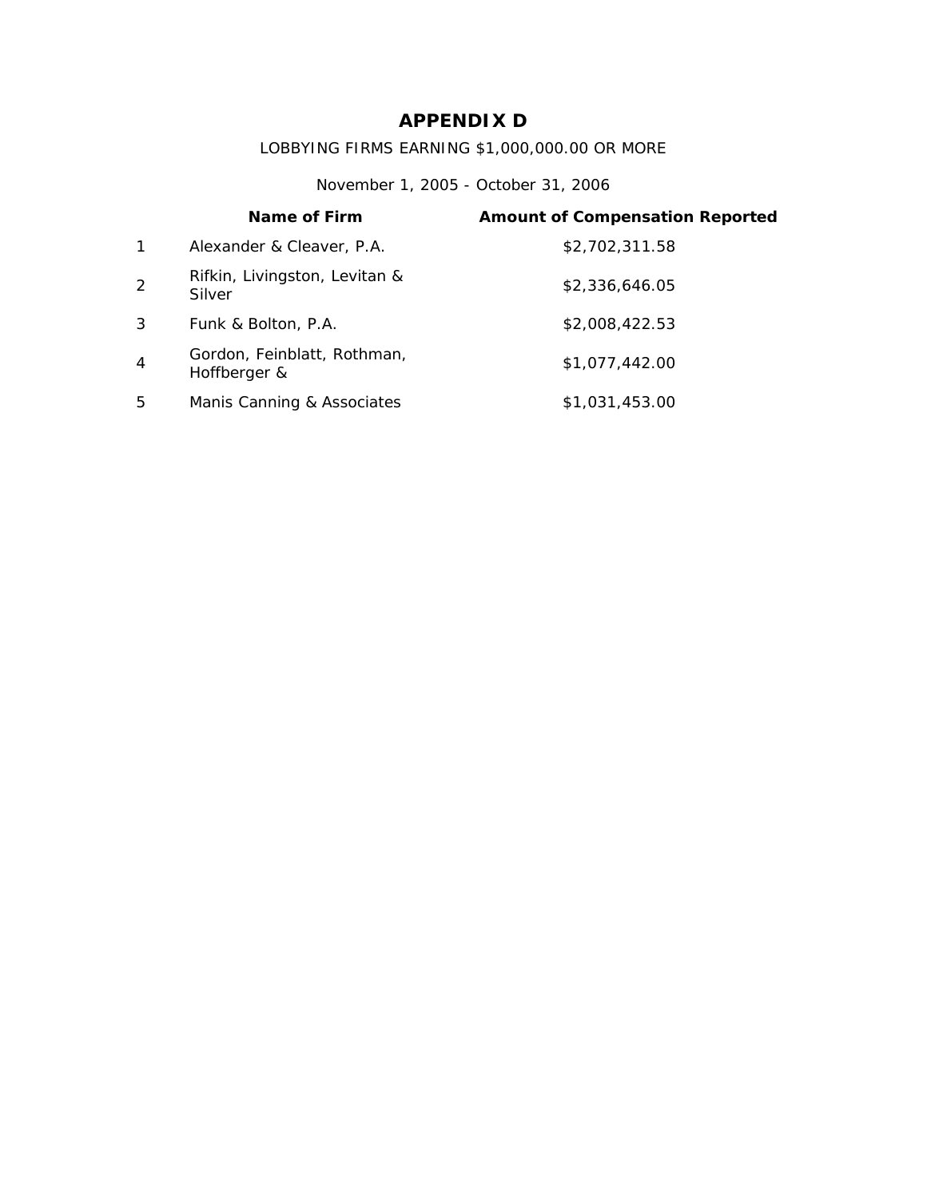# APPENDIX D

LOBBYING FIRMS EARNING $1,000,000.00 OR MORE

November 1, 2005 - October 31, 2006

| | Name of Firm | Amount of Compensation Reported |
|---|---|---|
| 1 | Alexander & Cleaver, P.A. | $2,702,311.58 |
| 2 | Rifkin, Livingston, Levitan & Silver | $2,336,646.05 |
| 3 | Funk & Bolton, P.A. | $2,008,422.53 |
| 4 | Gordon, Feinblatt, Rothman, Hoffberger & | $1,077,442.00 |
| 5 | Manis Canning & Associates | $1,031,453.00 |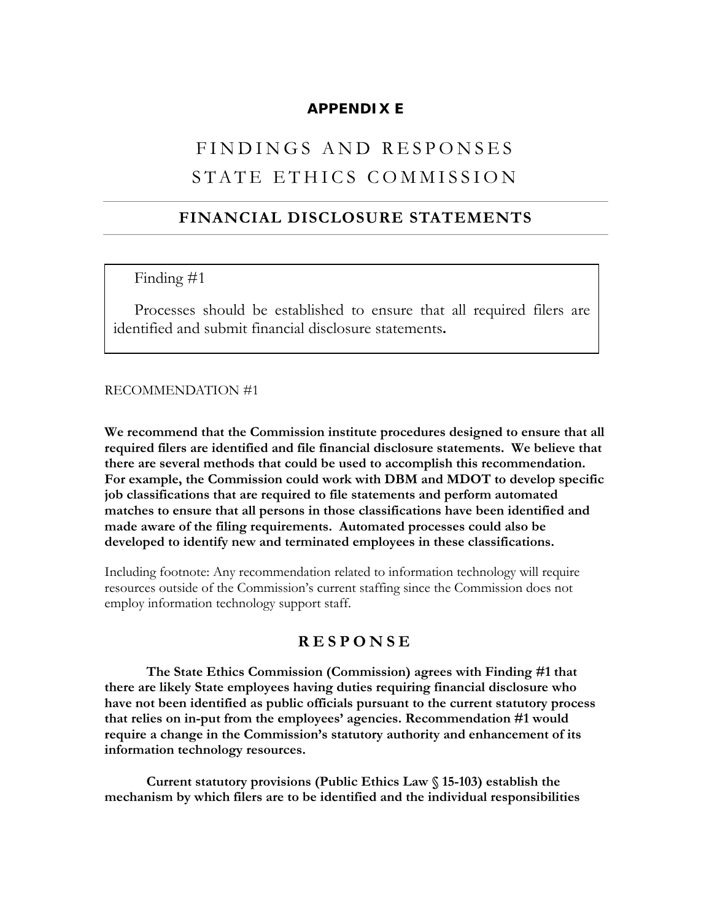**APPENDIX E**

# FINDINGS AND RESPONSES
# STATE ETHICS COMMISSION

## FINANCIAL DISCLOSURE STATEMENTS

Finding #1

Processes should be established to ensure that all required filers are identified and submit financial disclosure statements**.**

RECOMMENDATION #1

**We recommend that the Commission institute procedures designed to ensure that all required filers are identified and file financial disclosure statements. We believe that there are several methods that could be used to accomplish this recommendation. For example, the Commission could work with DBM and MDOT to develop specific job classifications that are required to file statements and perform automated matches to ensure that all persons in those classifications have been identified and made aware of the filing requirements. Automated processes could also be developed to identify new and terminated employees in these classifications.**

Including footnote: Any recommendation related to information technology will require resources outside of the Commission's current staffing since the Commission does not employ information technology support staff.

## RESPONSE

**The State Ethics Commission (Commission) agrees with Finding #1 that there are likely State employees having duties requiring financial disclosure who have not been identified as public officials pursuant to the current statutory process that relies on in-put from the employees' agencies. Recommendation #1 would require a change in the Commission's statutory authority and enhancement of its information technology resources.**

**Current statutory provisions (Public Ethics Law § 15-103) establish the mechanism by which filers are to be identified and the individual responsibilities**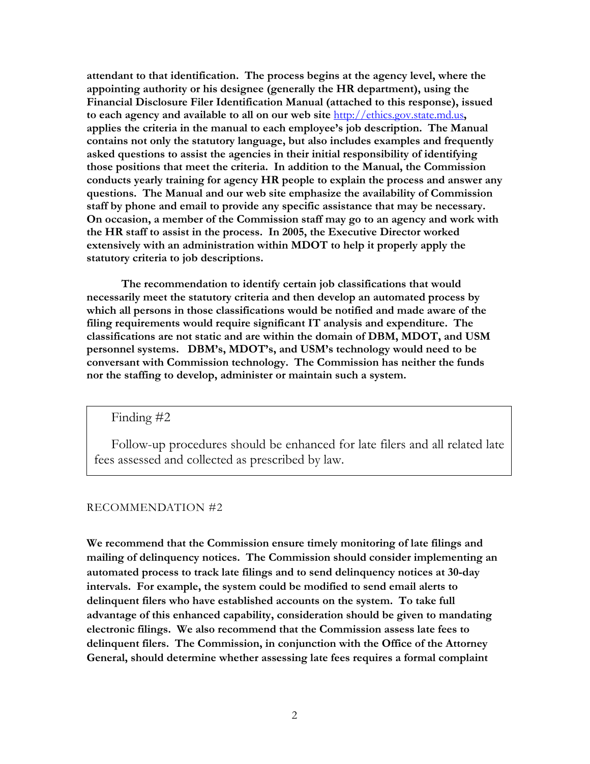**attendant to that identification. The process begins at the agency level, where the appointing authority or his designee (generally the HR department), using the Financial Disclosure Filer Identification Manual (attached to this response), issued to each agency and available to all on our web site http://ethics.gov.state.md.us, applies the criteria in the manual to each employee's job description. The Manual contains not only the statutory language, but also includes examples and frequently asked questions to assist the agencies in their initial responsibility of identifying those positions that meet the criteria. In addition to the Manual, the Commission conducts yearly training for agency HR people to explain the process and answer any questions. The Manual and our web site emphasize the availability of Commission staff by phone and email to provide any specific assistance that may be necessary. On occasion, a member of the Commission staff may go to an agency and work with the HR staff to assist in the process. In 2005, the Executive Director worked extensively with an administration within MDOT to help it properly apply the statutory criteria to job descriptions.**

**The recommendation to identify certain job classifications that would necessarily meet the statutory criteria and then develop an automated process by which all persons in those classifications would be notified and made aware of the filing requirements would require significant IT analysis and expenditure. The classifications are not static and are within the domain of DBM, MDOT, and USM personnel systems. DBM's, MDOT's, and USM's technology would need to be conversant with Commission technology. The Commission has neither the funds nor the staffing to develop, administer or maintain such a system.**

Finding #2

Follow-up procedures should be enhanced for late filers and all related late fees assessed and collected as prescribed by law.

RECOMMENDATION #2

**We recommend that the Commission ensure timely monitoring of late filings and mailing of delinquency notices. The Commission should consider implementing an automated process to track late filings and to send delinquency notices at 30-day intervals. For example, the system could be modified to send email alerts to delinquent filers who have established accounts on the system. To take full advantage of this enhanced capability, consideration should be given to mandating electronic filings. We also recommend that the Commission assess late fees to delinquent filers. The Commission, in conjunction with the Office of the Attorney General, should determine whether assessing late fees requires a formal complaint**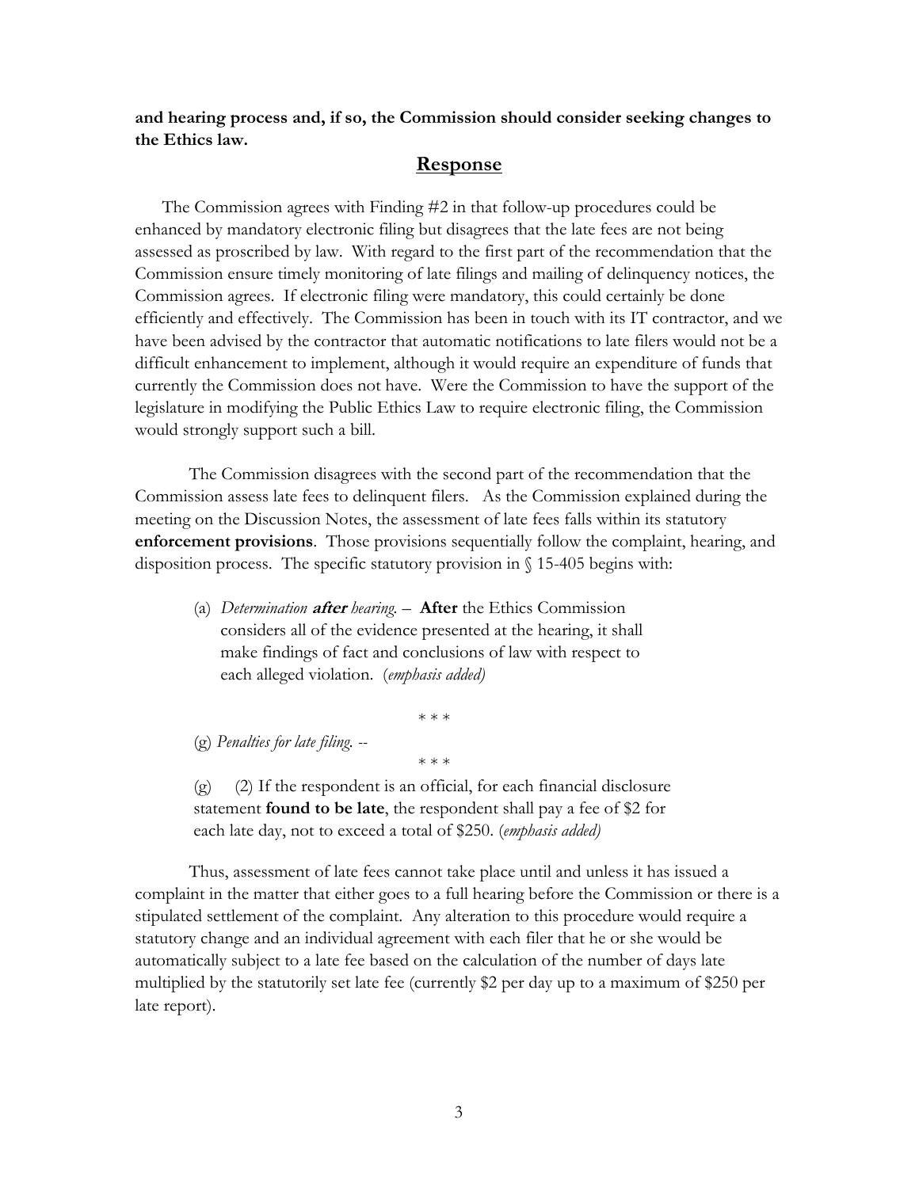**and hearing process and, if so, the Commission should consider seeking changes to the Ethics law.**

## Response

The Commission agrees with Finding #2 in that follow-up procedures could be enhanced by mandatory electronic filing but disagrees that the late fees are not being assessed as proscribed by law. With regard to the first part of the recommendation that the Commission ensure timely monitoring of late filings and mailing of delinquency notices, the Commission agrees. If electronic filing were mandatory, this could certainly be done efficiently and effectively. The Commission has been in touch with its IT contractor, and we have been advised by the contractor that automatic notifications to late filers would not be a difficult enhancement to implement, although it would require an expenditure of funds that currently the Commission does not have. Were the Commission to have the support of the legislature in modifying the Public Ethics Law to require electronic filing, the Commission would strongly support such a bill.

The Commission disagrees with the second part of the recommendation that the Commission assess late fees to delinquent filers. As the Commission explained during the meeting on the Discussion Notes, the assessment of late fees falls within its statutory **enforcement provisions**. Those provisions sequentially follow the complaint, hearing, and disposition process. The specific statutory provision in § 15-405 begins with:

> (a) *Determination* ***after*** *hearing.* – **After** the Ethics Commission considers all of the evidence presented at the hearing, it shall make findings of fact and conclusions of law with respect to each alleged violation. (*emphasis added)*
>
> \* \* \*
>
> (g) *Penalties for late filing.* --
>
> \* \* \*
>
> (g) (2) If the respondent is an official, for each financial disclosure statement **found to be late**, the respondent shall pay a fee of $2 for each late day, not to exceed a total of $250. (*emphasis added)*

Thus, assessment of late fees cannot take place until and unless it has issued a complaint in the matter that either goes to a full hearing before the Commission or there is a stipulated settlement of the complaint. Any alteration to this procedure would require a statutory change and an individual agreement with each filer that he or she would be automatically subject to a late fee based on the calculation of the number of days late multiplied by the statutorily set late fee (currently $2 per day up to a maximum of $250 per late report).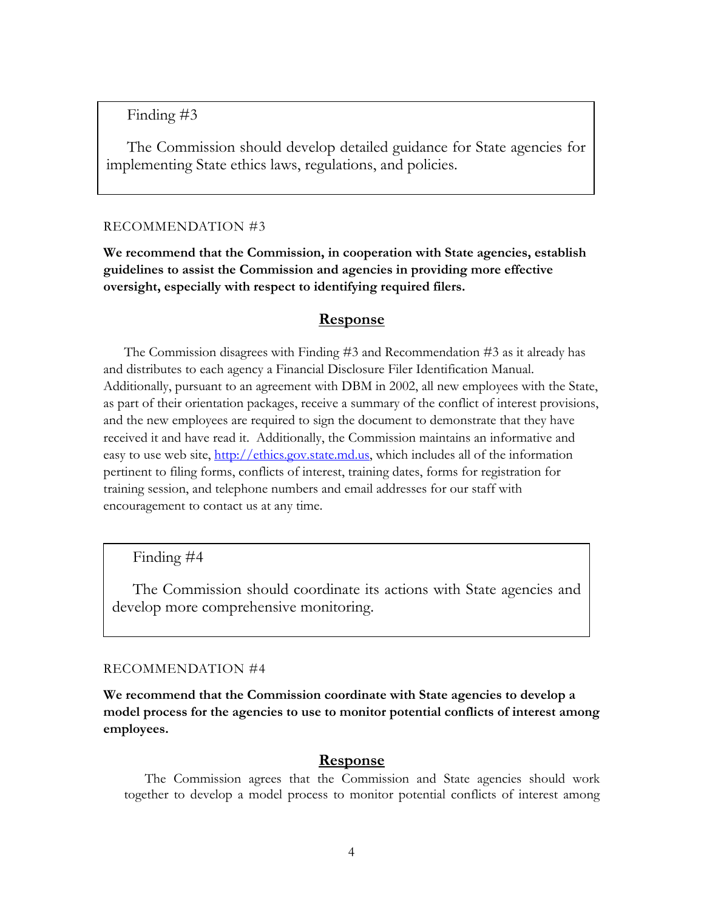Finding #3

The Commission should develop detailed guidance for State agencies for implementing State ethics laws, regulations, and policies.

RECOMMENDATION #3

**We recommend that the Commission, in cooperation with State agencies, establish guidelines to assist the Commission and agencies in providing more effective oversight, especially with respect to identifying required filers.**

## Response

The Commission disagrees with Finding #3 and Recommendation #3 as it already has and distributes to each agency a Financial Disclosure Filer Identification Manual. Additionally, pursuant to an agreement with DBM in 2002, all new employees with the State, as part of their orientation packages, receive a summary of the conflict of interest provisions, and the new employees are required to sign the document to demonstrate that they have received it and have read it. Additionally, the Commission maintains an informative and easy to use web site, http://ethics.gov.state.md.us, which includes all of the information pertinent to filing forms, conflicts of interest, training dates, forms for registration for training session, and telephone numbers and email addresses for our staff with encouragement to contact us at any time.

Finding #4

The Commission should coordinate its actions with State agencies and develop more comprehensive monitoring.

RECOMMENDATION #4

**We recommend that the Commission coordinate with State agencies to develop a model process for the agencies to use to monitor potential conflicts of interest among employees.**

## Response

The Commission agrees that the Commission and State agencies should work together to develop a model process to monitor potential conflicts of interest among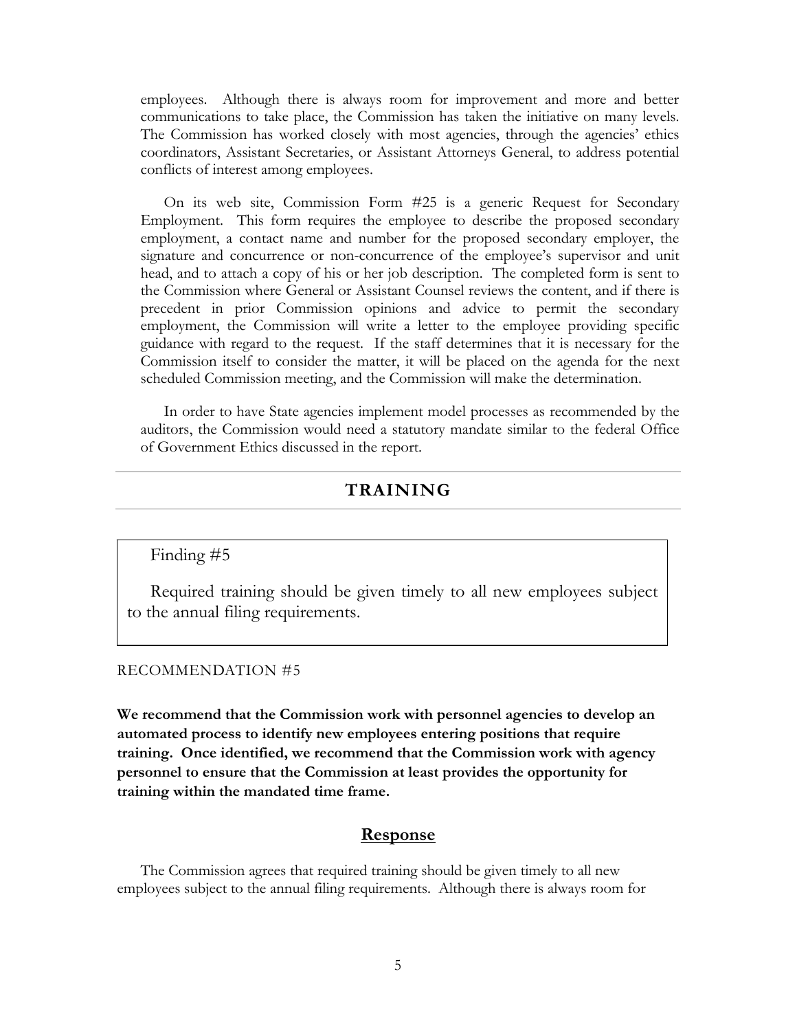employees. Although there is always room for improvement and more and better communications to take place, the Commission has taken the initiative on many levels. The Commission has worked closely with most agencies, through the agencies' ethics coordinators, Assistant Secretaries, or Assistant Attorneys General, to address potential conflicts of interest among employees.

On its web site, Commission Form #25 is a generic Request for Secondary Employment. This form requires the employee to describe the proposed secondary employment, a contact name and number for the proposed secondary employer, the signature and concurrence or non-concurrence of the employee's supervisor and unit head, and to attach a copy of his or her job description. The completed form is sent to the Commission where General or Assistant Counsel reviews the content, and if there is precedent in prior Commission opinions and advice to permit the secondary employment, the Commission will write a letter to the employee providing specific guidance with regard to the request. If the staff determines that it is necessary for the Commission itself to consider the matter, it will be placed on the agenda for the next scheduled Commission meeting, and the Commission will make the determination.

In order to have State agencies implement model processes as recommended by the auditors, the Commission would need a statutory mandate similar to the federal Office of Government Ethics discussed in the report.

## TRAINING

Finding #5

Required training should be given timely to all new employees subject to the annual filing requirements.

RECOMMENDATION #5

**We recommend that the Commission work with personnel agencies to develop an automated process to identify new employees entering positions that require training. Once identified, we recommend that the Commission work with agency personnel to ensure that the Commission at least provides the opportunity for training within the mandated time frame.**

### Response

The Commission agrees that required training should be given timely to all new employees subject to the annual filing requirements. Although there is always room for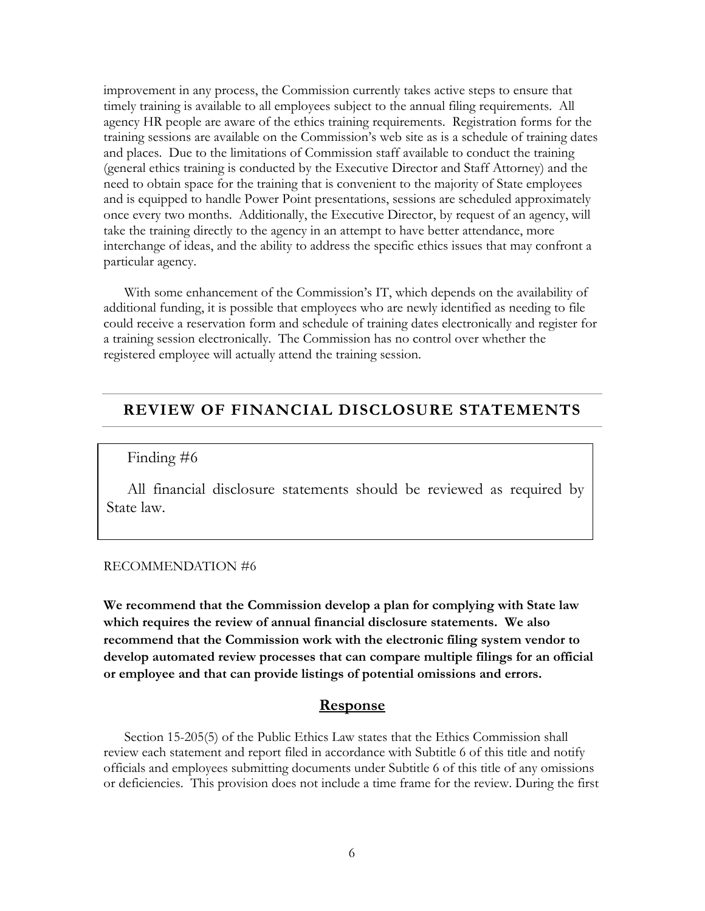improvement in any process, the Commission currently takes active steps to ensure that timely training is available to all employees subject to the annual filing requirements. All agency HR people are aware of the ethics training requirements. Registration forms for the training sessions are available on the Commission's web site as is a schedule of training dates and places. Due to the limitations of Commission staff available to conduct the training (general ethics training is conducted by the Executive Director and Staff Attorney) and the need to obtain space for the training that is convenient to the majority of State employees and is equipped to handle Power Point presentations, sessions are scheduled approximately once every two months. Additionally, the Executive Director, by request of an agency, will take the training directly to the agency in an attempt to have better attendance, more interchange of ideas, and the ability to address the specific ethics issues that may confront a particular agency.

With some enhancement of the Commission's IT, which depends on the availability of additional funding, it is possible that employees who are newly identified as needing to file could receive a reservation form and schedule of training dates electronically and register for a training session electronically. The Commission has no control over whether the registered employee will actually attend the training session.

## REVIEW OF FINANCIAL DISCLOSURE STATEMENTS

Finding #6

All financial disclosure statements should be reviewed as required by State law.

RECOMMENDATION #6

**We recommend that the Commission develop a plan for complying with State law which requires the review of annual financial disclosure statements. We also recommend that the Commission work with the electronic filing system vendor to develop automated review processes that can compare multiple filings for an official or employee and that can provide listings of potential omissions and errors.**

### Response

Section 15-205(5) of the Public Ethics Law states that the Ethics Commission shall review each statement and report filed in accordance with Subtitle 6 of this title and notify officials and employees submitting documents under Subtitle 6 of this title of any omissions or deficiencies. This provision does not include a time frame for the review. During the first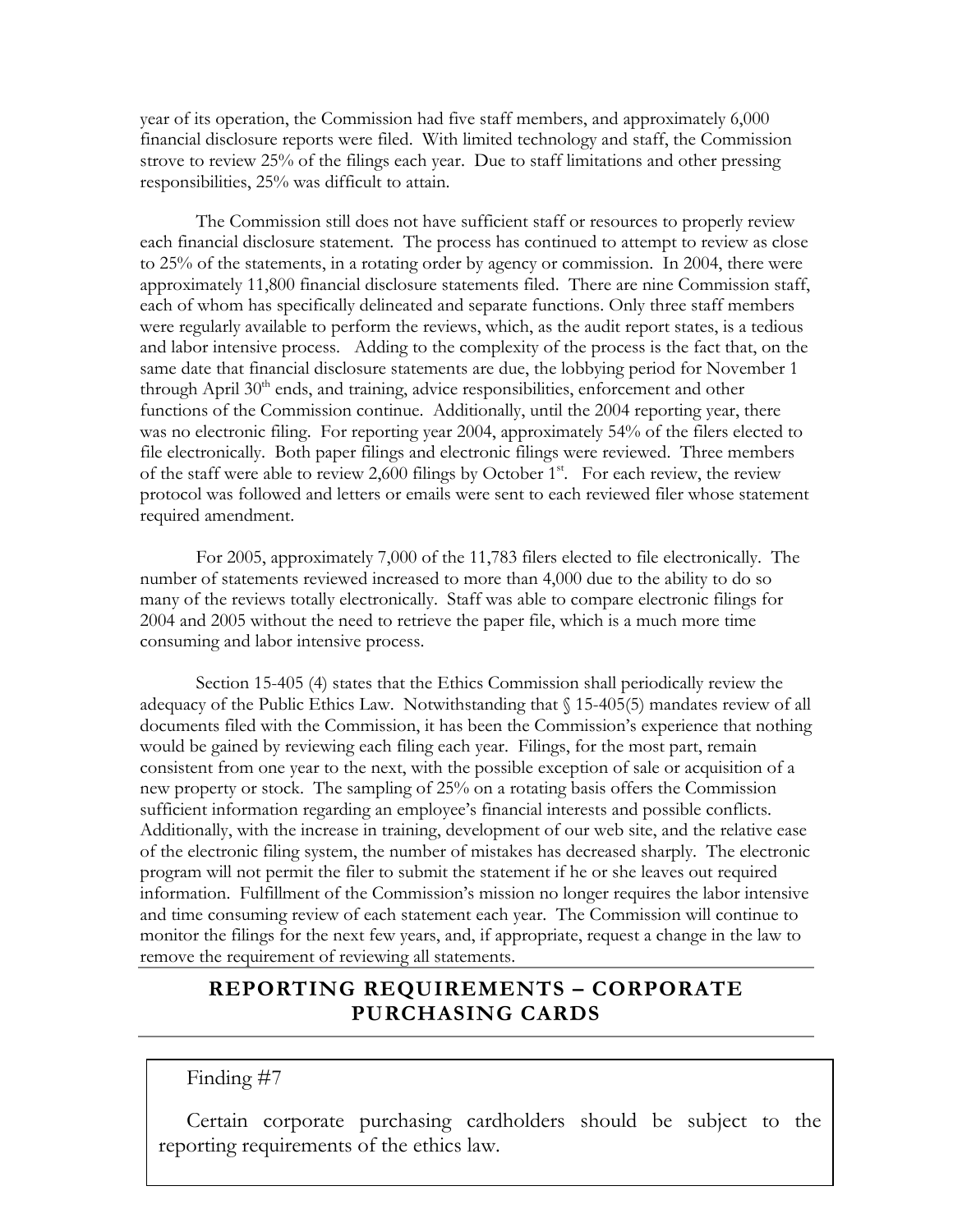year of its operation, the Commission had five staff members, and approximately 6,000 financial disclosure reports were filed. With limited technology and staff, the Commission strove to review 25% of the filings each year. Due to staff limitations and other pressing responsibilities, 25% was difficult to attain.

The Commission still does not have sufficient staff or resources to properly review each financial disclosure statement. The process has continued to attempt to review as close to 25% of the statements, in a rotating order by agency or commission. In 2004, there were approximately 11,800 financial disclosure statements filed. There are nine Commission staff, each of whom has specifically delineated and separate functions. Only three staff members were regularly available to perform the reviews, which, as the audit report states, is a tedious and labor intensive process. Adding to the complexity of the process is the fact that, on the same date that financial disclosure statements are due, the lobbying period for November 1 through April 30th ends, and training, advice responsibilities, enforcement and other functions of the Commission continue. Additionally, until the 2004 reporting year, there was no electronic filing. For reporting year 2004, approximately 54% of the filers elected to file electronically. Both paper filings and electronic filings were reviewed. Three members of the staff were able to review 2,600 filings by October 1st. For each review, the review protocol was followed and letters or emails were sent to each reviewed filer whose statement required amendment.

For 2005, approximately 7,000 of the 11,783 filers elected to file electronically. The number of statements reviewed increased to more than 4,000 due to the ability to do so many of the reviews totally electronically. Staff was able to compare electronic filings for 2004 and 2005 without the need to retrieve the paper file, which is a much more time consuming and labor intensive process.

Section 15-405 (4) states that the Ethics Commission shall periodically review the adequacy of the Public Ethics Law. Notwithstanding that § 15-405(5) mandates review of all documents filed with the Commission, it has been the Commission's experience that nothing would be gained by reviewing each filing each year. Filings, for the most part, remain consistent from one year to the next, with the possible exception of sale or acquisition of a new property or stock. The sampling of 25% on a rotating basis offers the Commission sufficient information regarding an employee's financial interests and possible conflicts. Additionally, with the increase in training, development of our web site, and the relative ease of the electronic filing system, the number of mistakes has decreased sharply. The electronic program will not permit the filer to submit the statement if he or she leaves out required information. Fulfillment of the Commission's mission no longer requires the labor intensive and time consuming review of each statement each year. The Commission will continue to monitor the filings for the next few years, and, if appropriate, request a change in the law to remove the requirement of reviewing all statements.

## REPORTING REQUIREMENTS – CORPORATE PURCHASING CARDS

Finding #7

Certain corporate purchasing cardholders should be subject to the reporting requirements of the ethics law.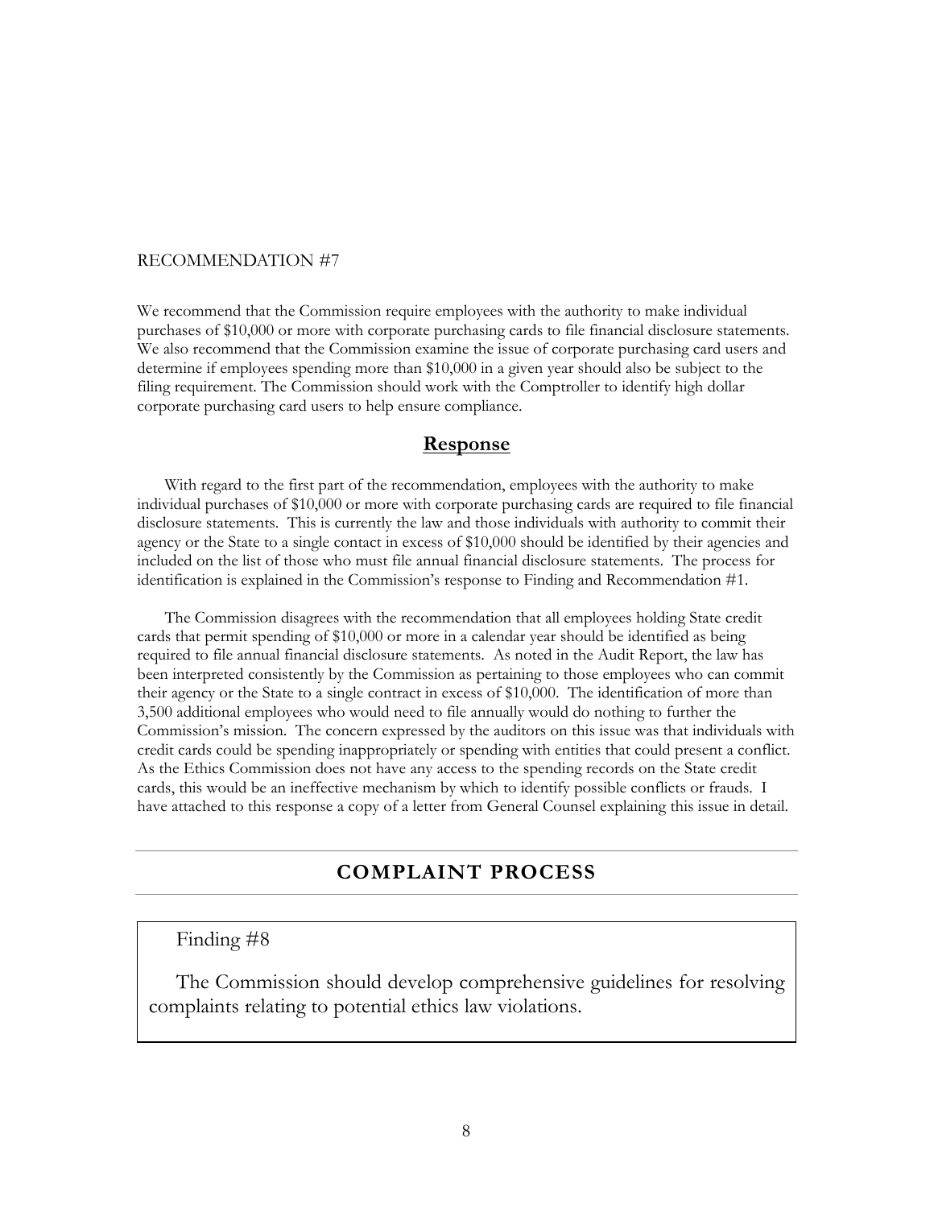RECOMMENDATION #7

We recommend that the Commission require employees with the authority to make individual purchases of $10,000 or more with corporate purchasing cards to file financial disclosure statements. We also recommend that the Commission examine the issue of corporate purchasing card users and determine if employees spending more than $10,000 in a given year should also be subject to the filing requirement. The Commission should work with the Comptroller to identify high dollar corporate purchasing card users to help ensure compliance.

## Response

With regard to the first part of the recommendation, employees with the authority to make individual purchases of $10,000 or more with corporate purchasing cards are required to file financial disclosure statements. This is currently the law and those individuals with authority to commit their agency or the State to a single contact in excess of $10,000 should be identified by their agencies and included on the list of those who must file annual financial disclosure statements. The process for identification is explained in the Commission's response to Finding and Recommendation #1.

The Commission disagrees with the recommendation that all employees holding State credit cards that permit spending of $10,000 or more in a calendar year should be identified as being required to file annual financial disclosure statements. As noted in the Audit Report, the law has been interpreted consistently by the Commission as pertaining to those employees who can commit their agency or the State to a single contract in excess of $10,000. The identification of more than 3,500 additional employees who would need to file annually would do nothing to further the Commission's mission. The concern expressed by the auditors on this issue was that individuals with credit cards could be spending inappropriately or spending with entities that could present a conflict. As the Ethics Commission does not have any access to the spending records on the State credit cards, this would be an ineffective mechanism by which to identify possible conflicts or frauds. I have attached to this response a copy of a letter from General Counsel explaining this issue in detail.

## COMPLAINT PROCESS

Finding #8

The Commission should develop comprehensive guidelines for resolving complaints relating to potential ethics law violations.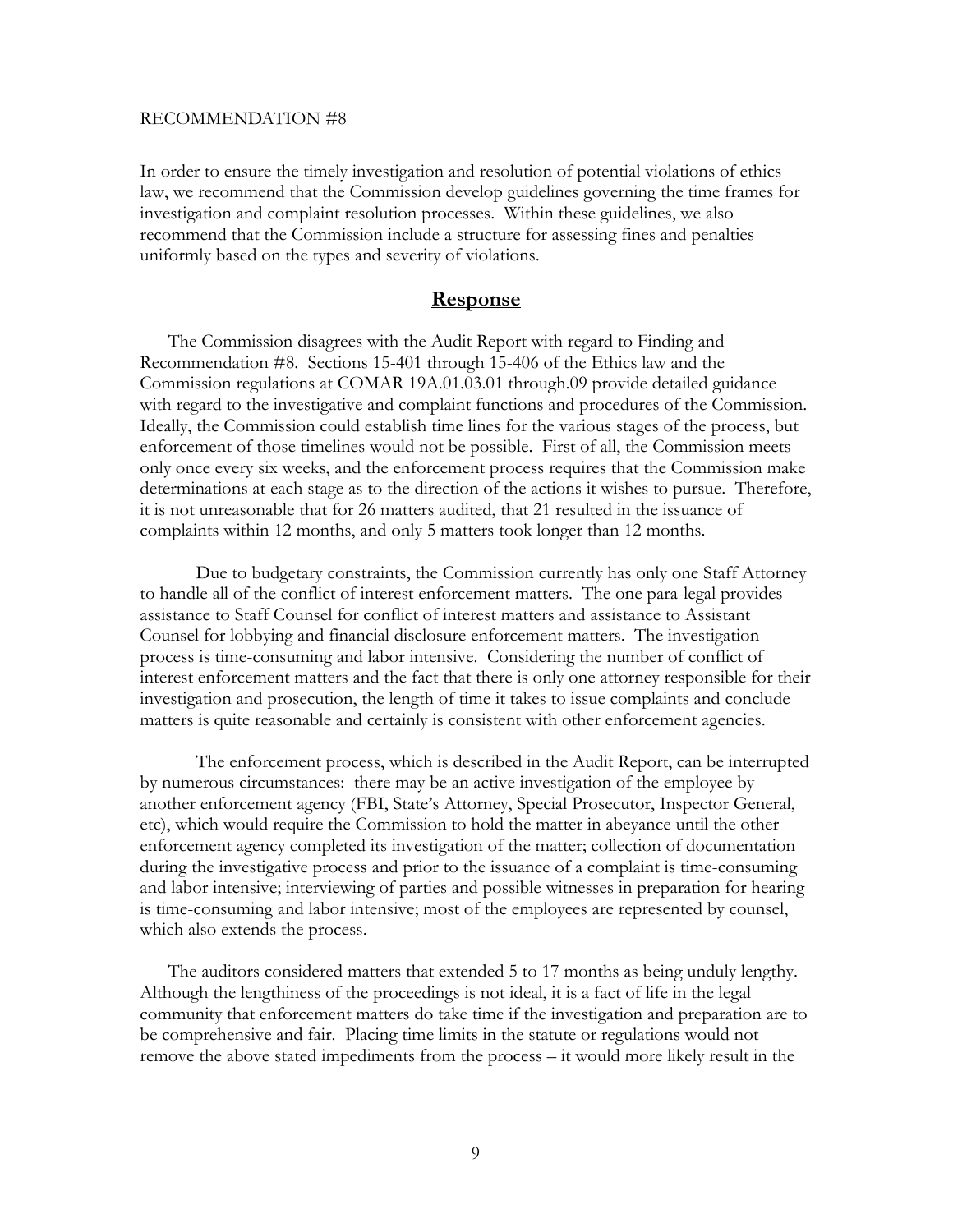RECOMMENDATION #8

In order to ensure the timely investigation and resolution of potential violations of ethics law, we recommend that the Commission develop guidelines governing the time frames for investigation and complaint resolution processes. Within these guidelines, we also recommend that the Commission include a structure for assessing fines and penalties uniformly based on the types and severity of violations.

## Response

The Commission disagrees with the Audit Report with regard to Finding and Recommendation #8. Sections 15-401 through 15-406 of the Ethics law and the Commission regulations at COMAR 19A.01.03.01 through.09 provide detailed guidance with regard to the investigative and complaint functions and procedures of the Commission. Ideally, the Commission could establish time lines for the various stages of the process, but enforcement of those timelines would not be possible. First of all, the Commission meets only once every six weeks, and the enforcement process requires that the Commission make determinations at each stage as to the direction of the actions it wishes to pursue. Therefore, it is not unreasonable that for 26 matters audited, that 21 resulted in the issuance of complaints within 12 months, and only 5 matters took longer than 12 months.

Due to budgetary constraints, the Commission currently has only one Staff Attorney to handle all of the conflict of interest enforcement matters. The one para-legal provides assistance to Staff Counsel for conflict of interest matters and assistance to Assistant Counsel for lobbying and financial disclosure enforcement matters. The investigation process is time-consuming and labor intensive. Considering the number of conflict of interest enforcement matters and the fact that there is only one attorney responsible for their investigation and prosecution, the length of time it takes to issue complaints and conclude matters is quite reasonable and certainly is consistent with other enforcement agencies.

The enforcement process, which is described in the Audit Report, can be interrupted by numerous circumstances: there may be an active investigation of the employee by another enforcement agency (FBI, State's Attorney, Special Prosecutor, Inspector General, etc), which would require the Commission to hold the matter in abeyance until the other enforcement agency completed its investigation of the matter; collection of documentation during the investigative process and prior to the issuance of a complaint is time-consuming and labor intensive; interviewing of parties and possible witnesses in preparation for hearing is time-consuming and labor intensive; most of the employees are represented by counsel, which also extends the process.

The auditors considered matters that extended 5 to 17 months as being unduly lengthy. Although the lengthiness of the proceedings is not ideal, it is a fact of life in the legal community that enforcement matters do take time if the investigation and preparation are to be comprehensive and fair. Placing time limits in the statute or regulations would not remove the above stated impediments from the process – it would more likely result in the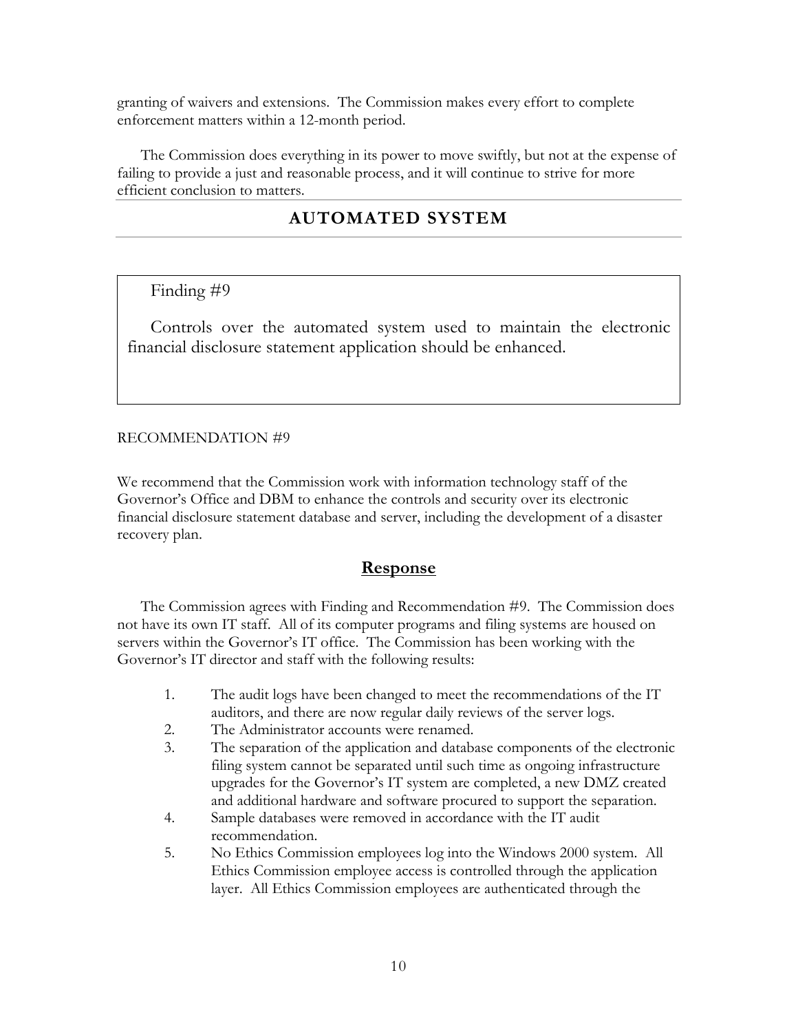granting of waivers and extensions. The Commission makes every effort to complete enforcement matters within a 12-month period.

The Commission does everything in its power to move swiftly, but not at the expense of failing to provide a just and reasonable process, and it will continue to strive for more efficient conclusion to matters.

## AUTOMATED SYSTEM

Finding #9

Controls over the automated system used to maintain the electronic financial disclosure statement application should be enhanced.

RECOMMENDATION #9

We recommend that the Commission work with information technology staff of the Governor's Office and DBM to enhance the controls and security over its electronic financial disclosure statement database and server, including the development of a disaster recovery plan.

### Response

The Commission agrees with Finding and Recommendation #9. The Commission does not have its own IT staff. All of its computer programs and filing systems are housed on servers within the Governor's IT office. The Commission has been working with the Governor's IT director and staff with the following results:

1. The audit logs have been changed to meet the recommendations of the IT auditors, and there are now regular daily reviews of the server logs.
2. The Administrator accounts were renamed.
3. The separation of the application and database components of the electronic filing system cannot be separated until such time as ongoing infrastructure upgrades for the Governor's IT system are completed, a new DMZ created and additional hardware and software procured to support the separation.
4. Sample databases were removed in accordance with the IT audit recommendation.
5. No Ethics Commission employees log into the Windows 2000 system. All Ethics Commission employee access is controlled through the application layer. All Ethics Commission employees are authenticated through the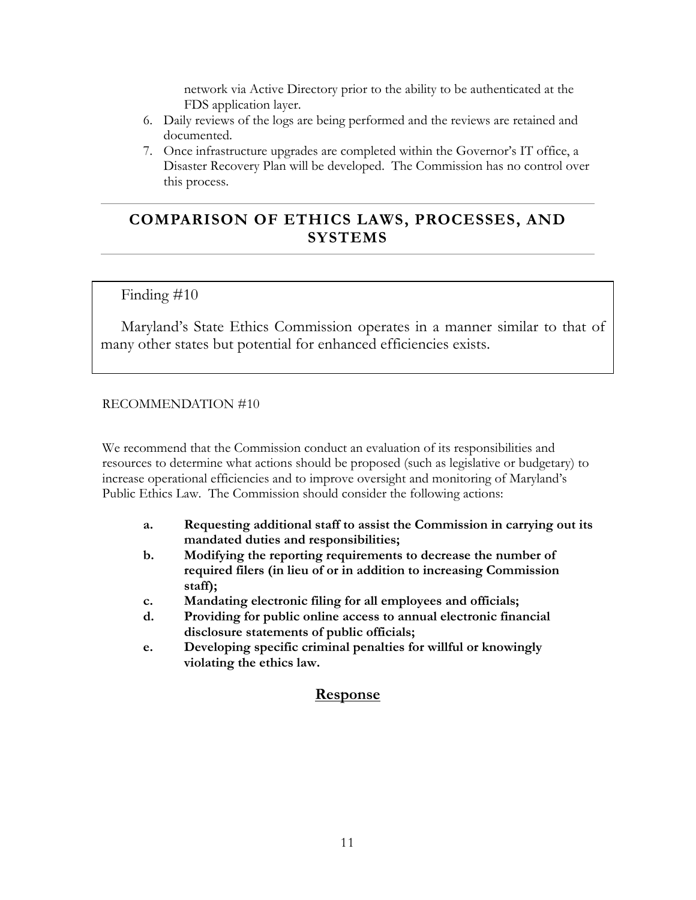network via Active Directory prior to the ability to be authenticated at the FDS application layer.

6. Daily reviews of the logs are being performed and the reviews are retained and documented.
7. Once infrastructure upgrades are completed within the Governor's IT office, a Disaster Recovery Plan will be developed. The Commission has no control over this process.

## COMPARISON OF ETHICS LAWS, PROCESSES, AND SYSTEMS

Finding #10

Maryland's State Ethics Commission operates in a manner similar to that of many other states but potential for enhanced efficiencies exists.

RECOMMENDATION #10

We recommend that the Commission conduct an evaluation of its responsibilities and resources to determine what actions should be proposed (such as legislative or budgetary) to increase operational efficiencies and to improve oversight and monitoring of Maryland's Public Ethics Law. The Commission should consider the following actions:

- **a. Requesting additional staff to assist the Commission in carrying out its mandated duties and responsibilities;**
- **b. Modifying the reporting requirements to decrease the number of required filers (in lieu of or in addition to increasing Commission staff);**
- **c. Mandating electronic filing for all employees and officials;**
- **d. Providing for public online access to annual electronic financial disclosure statements of public officials;**
- **e. Developing specific criminal penalties for willful or knowingly violating the ethics law.**

### Response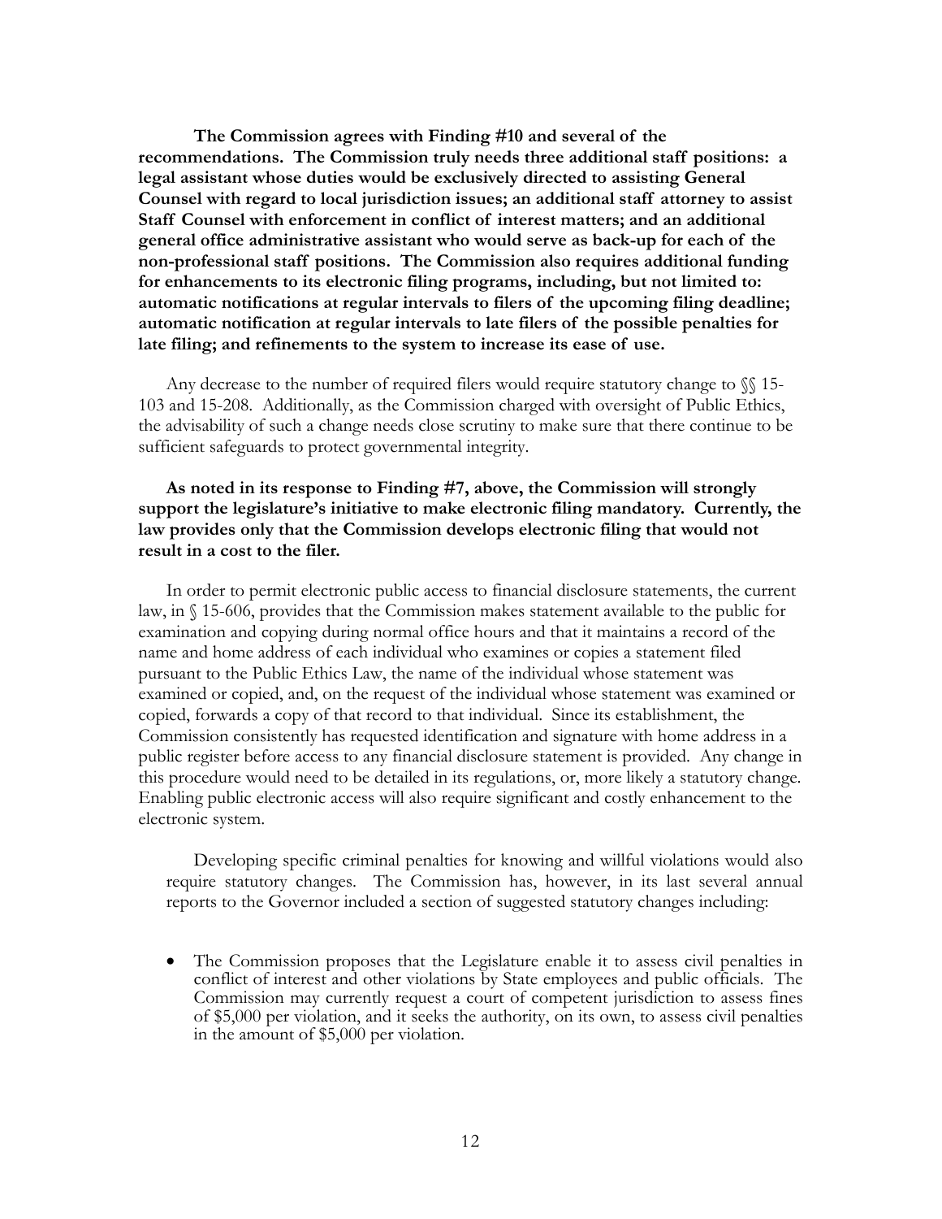**The Commission agrees with Finding #10 and several of the recommendations. The Commission truly needs three additional staff positions: a legal assistant whose duties would be exclusively directed to assisting General Counsel with regard to local jurisdiction issues; an additional staff attorney to assist Staff Counsel with enforcement in conflict of interest matters; and an additional general office administrative assistant who would serve as back-up for each of the non-professional staff positions. The Commission also requires additional funding for enhancements to its electronic filing programs, including, but not limited to: automatic notifications at regular intervals to filers of the upcoming filing deadline; automatic notification at regular intervals to late filers of the possible penalties for late filing; and refinements to the system to increase its ease of use.**

Any decrease to the number of required filers would require statutory change to §§ 15-103 and 15-208. Additionally, as the Commission charged with oversight of Public Ethics, the advisability of such a change needs close scrutiny to make sure that there continue to be sufficient safeguards to protect governmental integrity.

**As noted in its response to Finding #7, above, the Commission will strongly support the legislature's initiative to make electronic filing mandatory. Currently, the law provides only that the Commission develops electronic filing that would not result in a cost to the filer.**

In order to permit electronic public access to financial disclosure statements, the current law, in § 15-606, provides that the Commission makes statement available to the public for examination and copying during normal office hours and that it maintains a record of the name and home address of each individual who examines or copies a statement filed pursuant to the Public Ethics Law, the name of the individual whose statement was examined or copied, and, on the request of the individual whose statement was examined or copied, forwards a copy of that record to that individual. Since its establishment, the Commission consistently has requested identification and signature with home address in a public register before access to any financial disclosure statement is provided. Any change in this procedure would need to be detailed in its regulations, or, more likely a statutory change. Enabling public electronic access will also require significant and costly enhancement to the electronic system.

Developing specific criminal penalties for knowing and willful violations would also require statutory changes. The Commission has, however, in its last several annual reports to the Governor included a section of suggested statutory changes including:

- The Commission proposes that the Legislature enable it to assess civil penalties in conflict of interest and other violations by State employees and public officials. The Commission may currently request a court of competent jurisdiction to assess fines of $5,000 per violation, and it seeks the authority, on its own, to assess civil penalties in the amount of $5,000 per violation.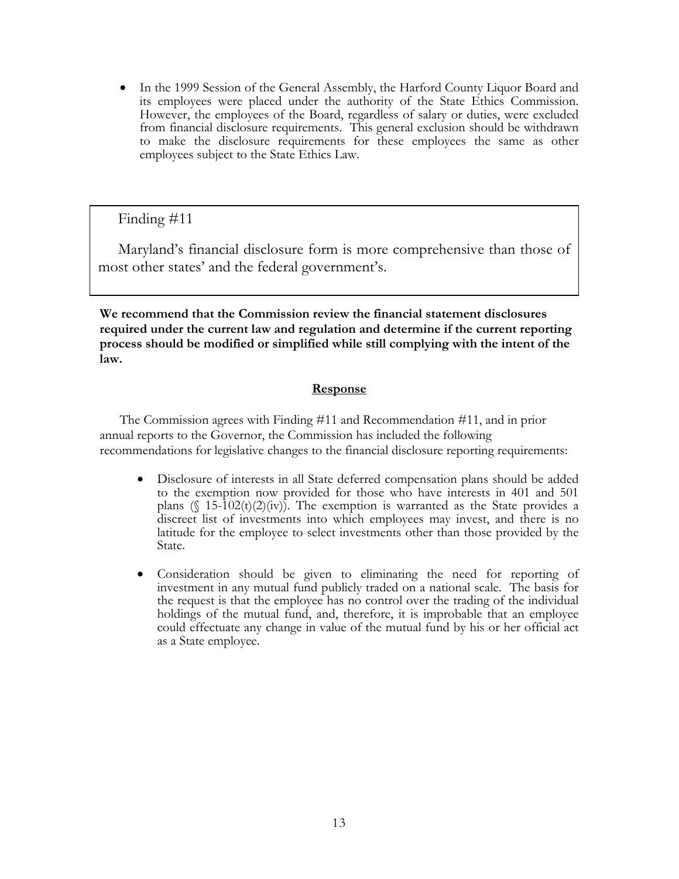- In the 1999 Session of the General Assembly, the Harford County Liquor Board and its employees were placed under the authority of the State Ethics Commission. However, the employees of the Board, regardless of salary or duties, were excluded from financial disclosure requirements. This general exclusion should be withdrawn to make the disclosure requirements for these employees the same as other employees subject to the State Ethics Law.

> Finding #11
>
> Maryland's financial disclosure form is more comprehensive than those of most other states' and the federal government's.

**We recommend that the Commission review the financial statement disclosures required under the current law and regulation and determine if the current reporting process should be modified or simplified while still complying with the intent of the law.**

**Response**

The Commission agrees with Finding #11 and Recommendation #11, and in prior annual reports to the Governor, the Commission has included the following recommendations for legislative changes to the financial disclosure reporting requirements:

- Disclosure of interests in all State deferred compensation plans should be added to the exemption now provided for those who have interests in 401 and 501 plans (§ 15-102(t)(2)(iv)). The exemption is warranted as the State provides a discreet list of investments into which employees may invest, and there is no latitude for the employee to select investments other than those provided by the State.

- Consideration should be given to eliminating the need for reporting of investment in any mutual fund publicly traded on a national scale. The basis for the request is that the employee has no control over the trading of the individual holdings of the mutual fund, and, therefore, it is improbable that an employee could effectuate any change in value of the mutual fund by his or her official act as a State employee.